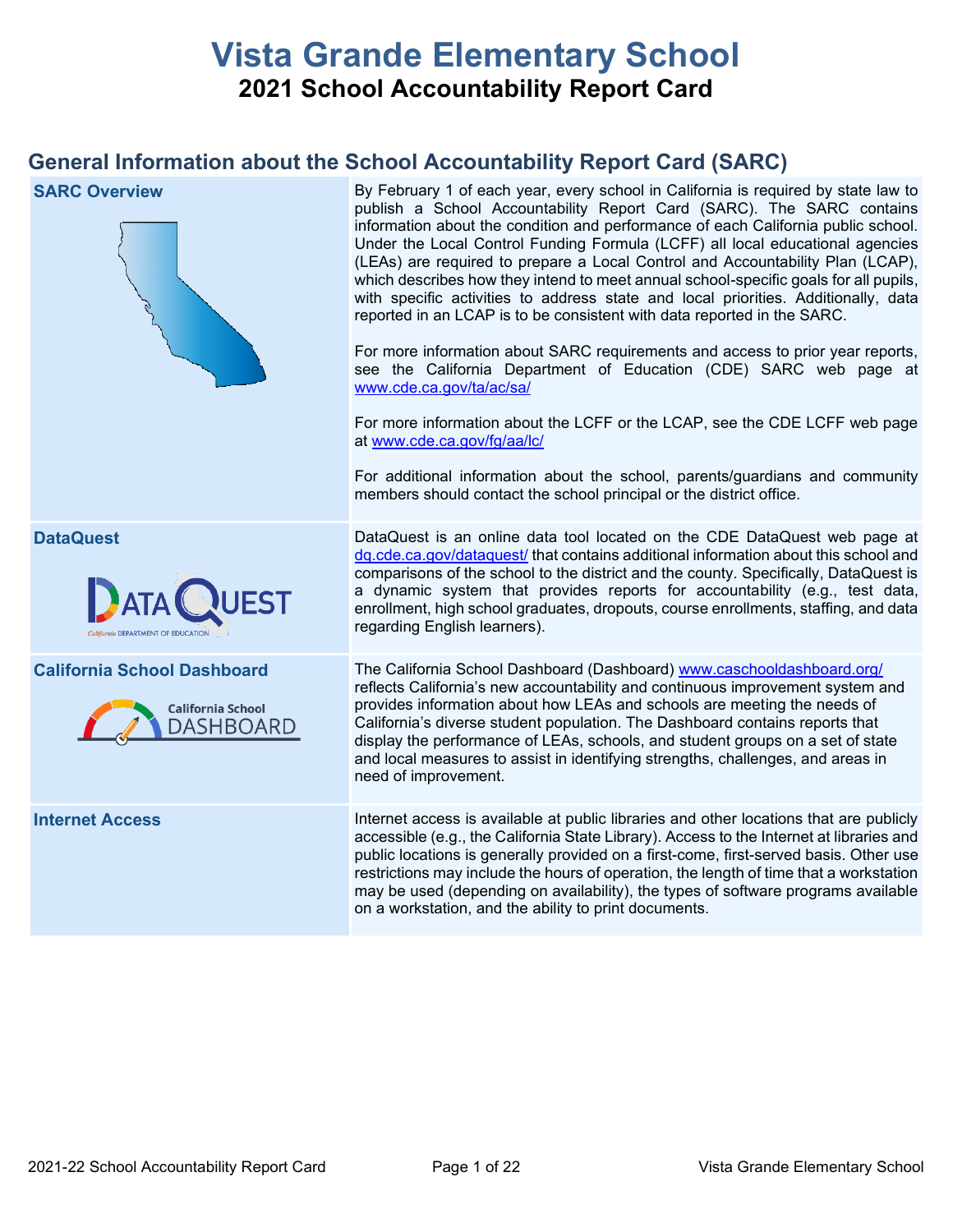# Vista Grande Elementary School

## 2021 School Accountability Report Card

## General Information about the School Accountability Report Card (SARC)

| | |
|---|---|
| **SARC Overview** | By February 1 of each year, every school in California is required by state law to publish a School Accountability Report Card (SARC). The SARC contains information about the condition and performance of each California public school. Under the Local Control Funding Formula (LCFF) all local educational agencies (LEAs) are required to prepare a Local Control and Accountability Plan (LCAP), which describes how they intend to meet annual school-specific goals for all pupils, with specific activities to address state and local priorities. Additionally, data reported in an LCAP is to be consistent with data reported in the SARC.<br><br>For more information about SARC requirements and access to prior year reports, see the California Department of Education (CDE) SARC web page at www.cde.ca.gov/ta/ac/sa/<br><br>For more information about the LCFF or the LCAP, see the CDE LCFF web page at www.cde.ca.gov/fg/aa/lc/<br><br>For additional information about the school, parents/guardians and community members should contact the school principal or the district office. |
| **DataQuest** | DataQuest is an online data tool located on the CDE DataQuest web page at dq.cde.ca.gov/dataquest/ that contains additional information about this school and comparisons of the school to the district and the county. Specifically, DataQuest is a dynamic system that provides reports for accountability (e.g., test data, enrollment, high school graduates, dropouts, course enrollments, staffing, and data regarding English learners). |
| **California School Dashboard** | The California School Dashboard (Dashboard) www.caschooldashboard.org/ reflects California's new accountability and continuous improvement system and provides information about how LEAs and schools are meeting the needs of California's diverse student population. The Dashboard contains reports that display the performance of LEAs, schools, and student groups on a set of state and local measures to assist in identifying strengths, challenges, and areas in need of improvement. |
| **Internet Access** | Internet access is available at public libraries and other locations that are publicly accessible (e.g., the California State Library). Access to the Internet at libraries and public locations is generally provided on a first-come, first-served basis. Other use restrictions may include the hours of operation, the length of time that a workstation may be used (depending on availability), the types of software programs available on a workstation, and the ability to print documents. |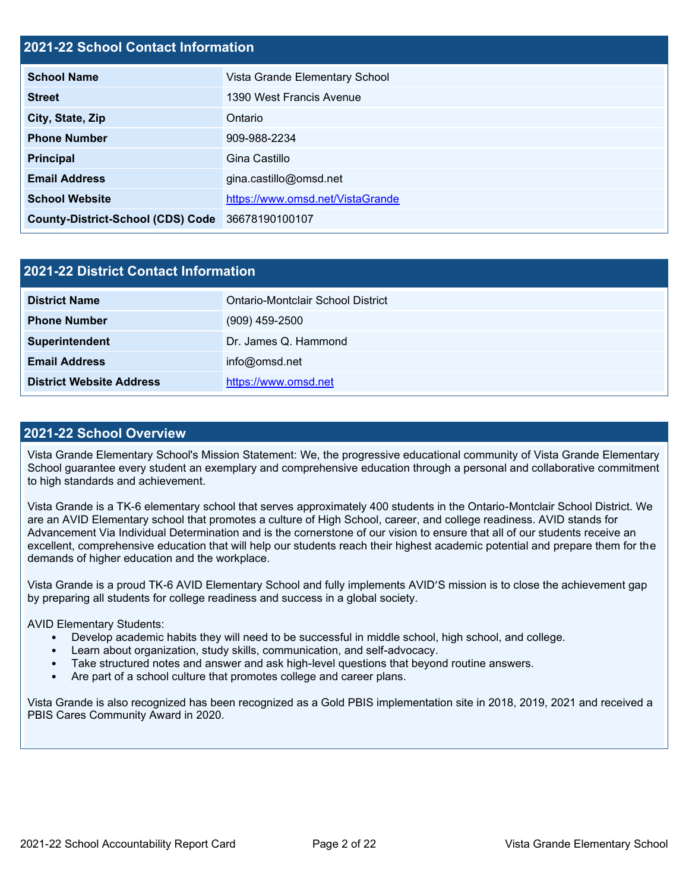## 2021-22 School Contact Information

| | |
|---|---|
| **School Name** | Vista Grande Elementary School |
| **Street** | 1390 West Francis Avenue |
| **City, State, Zip** | Ontario |
| **Phone Number** | 909-988-2234 |
| **Principal** | Gina Castillo |
| **Email Address** | gina.castillo@omsd.net |
| **School Website** | https://www.omsd.net/VistaGrande |
| **County-District-School (CDS) Code** | 36678190100107 |

## 2021-22 District Contact Information

| | |
|---|---|
| **District Name** | Ontario-Montclair School District |
| **Phone Number** | (909) 459-2500 |
| **Superintendent** | Dr. James Q. Hammond |
| **Email Address** | info@omsd.net |
| **District Website Address** | https://www.omsd.net |

## 2021-22 School Overview

Vista Grande Elementary School's Mission Statement: We, the progressive educational community of Vista Grande Elementary School guarantee every student an exemplary and comprehensive education through a personal and collaborative commitment to high standards and achievement.

Vista Grande is a TK-6 elementary school that serves approximately 400 students in the Ontario-Montclair School District. We are an AVID Elementary school that promotes a culture of High School, career, and college readiness. AVID stands for Advancement Via Individual Determination and is the cornerstone of our vision to ensure that all of our students receive an excellent, comprehensive education that will help our students reach their highest academic potential and prepare them for the demands of higher education and the workplace.

Vista Grande is a proud TK-6 AVID Elementary School and fully implements AVID'S mission is to close the achievement gap by preparing all students for college readiness and success in a global society.

AVID Elementary Students:

- Develop academic habits they will need to be successful in middle school, high school, and college.
- Learn about organization, study skills, communication, and self-advocacy.
- Take structured notes and answer and ask high-level questions that beyond routine answers.
- Are part of a school culture that promotes college and career plans.

Vista Grande is also recognized has been recognized as a Gold PBIS implementation site in 2018, 2019, 2021 and received a PBIS Cares Community Award in 2020.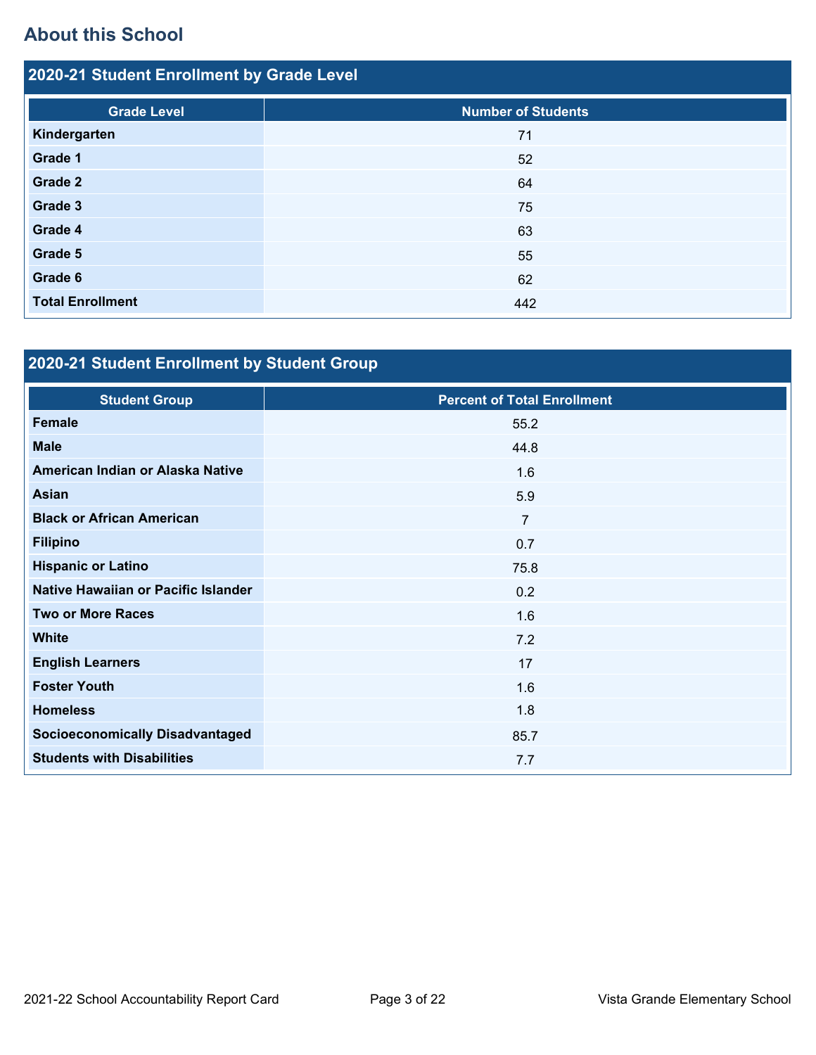## About this School

### 2020-21 Student Enrollment by Grade Level

| Grade Level | Number of Students |
|---|---|
| **Kindergarten** | 71 |
| **Grade 1** | 52 |
| **Grade 2** | 64 |
| **Grade 3** | 75 |
| **Grade 4** | 63 |
| **Grade 5** | 55 |
| **Grade 6** | 62 |
| **Total Enrollment** | 442 |

### 2020-21 Student Enrollment by Student Group

| Student Group | Percent of Total Enrollment |
|---|---|
| **Female** | 55.2 |
| **Male** | 44.8 |
| **American Indian or Alaska Native** | 1.6 |
| **Asian** | 5.9 |
| **Black or African American** | 7 |
| **Filipino** | 0.7 |
| **Hispanic or Latino** | 75.8 |
| **Native Hawaiian or Pacific Islander** | 0.2 |
| **Two or More Races** | 1.6 |
| **White** | 7.2 |
| **English Learners** | 17 |
| **Foster Youth** | 1.6 |
| **Homeless** | 1.8 |
| **Socioeconomically Disadvantaged** | 85.7 |
| **Students with Disabilities** | 7.7 |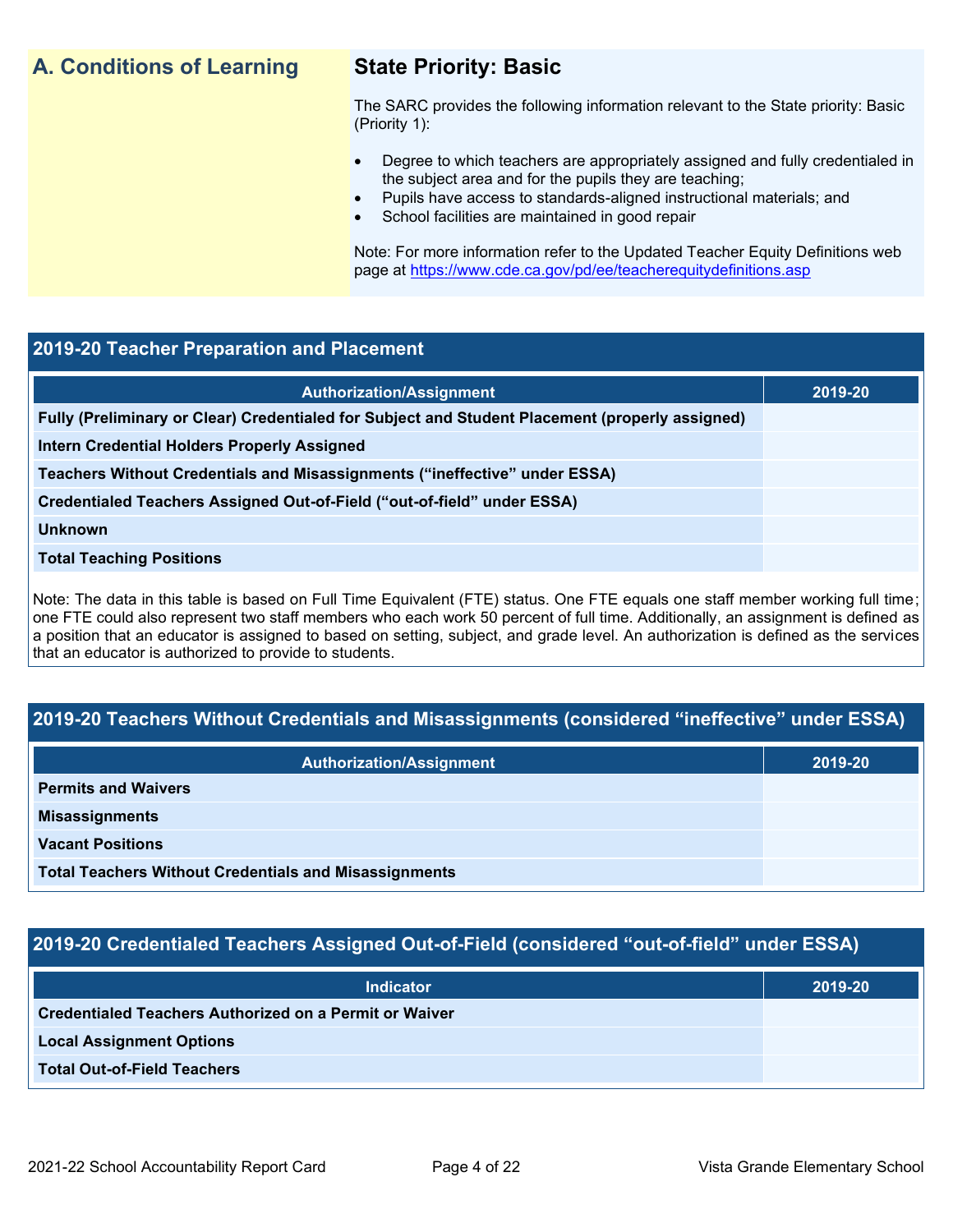## A. Conditions of Learning

### State Priority: Basic

The SARC provides the following information relevant to the State priority: Basic (Priority 1):

- Degree to which teachers are appropriately assigned and fully credentialed in the subject area and for the pupils they are teaching;
- Pupils have access to standards-aligned instructional materials; and
- School facilities are maintained in good repair

Note: For more information refer to the Updated Teacher Equity Definitions web page at https://www.cde.ca.gov/pd/ee/teacherequitydefinitions.asp

### 2019-20 Teacher Preparation and Placement

| Authorization/Assignment | 2019-20 |
|---|---|
| Fully (Preliminary or Clear) Credentialed for Subject and Student Placement (properly assigned) | |
| Intern Credential Holders Properly Assigned | |
| Teachers Without Credentials and Misassignments ("ineffective" under ESSA) | |
| Credentialed Teachers Assigned Out-of-Field ("out-of-field" under ESSA) | |
| Unknown | |
| Total Teaching Positions | |

Note: The data in this table is based on Full Time Equivalent (FTE) status. One FTE equals one staff member working full time; one FTE could also represent two staff members who each work 50 percent of full time. Additionally, an assignment is defined as a position that an educator is assigned to based on setting, subject, and grade level. An authorization is defined as the services that an educator is authorized to provide to students.

### 2019-20 Teachers Without Credentials and Misassignments (considered "ineffective" under ESSA)

| Authorization/Assignment | 2019-20 |
|---|---|
| Permits and Waivers | |
| Misassignments | |
| Vacant Positions | |
| Total Teachers Without Credentials and Misassignments | |

### 2019-20 Credentialed Teachers Assigned Out-of-Field (considered "out-of-field" under ESSA)

| Indicator | 2019-20 |
|---|---|
| Credentialed Teachers Authorized on a Permit or Waiver | |
| Local Assignment Options | |
| Total Out-of-Field Teachers | |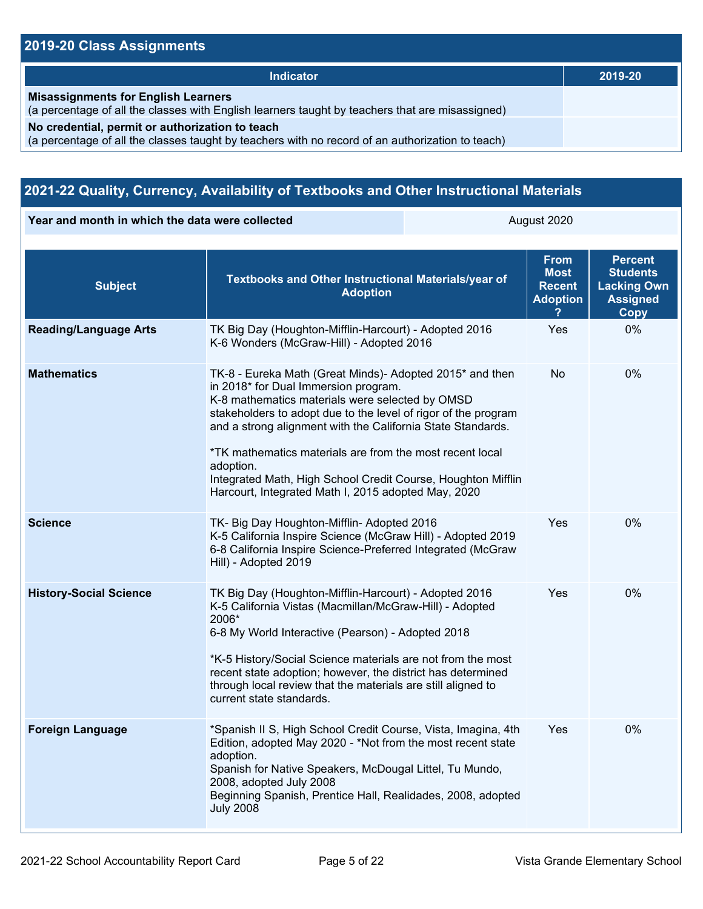## 2019-20 Class Assignments

| Indicator | 2019-20 |
| --- | --- |
| **Misassignments for English Learners**<br>(a percentage of all the classes with English learners taught by teachers that are misassigned) | |
| **No credential, permit or authorization to teach**<br>(a percentage of all the classes taught by teachers with no record of an authorization to teach) | |

## 2021-22 Quality, Currency, Availability of Textbooks and Other Instructional Materials

| Year and month in which the data were collected | August 2020 |
| --- | --- |

| Subject | Textbooks and Other Instructional Materials/year of Adoption | From Most Recent Adoption ? | Percent Students Lacking Own Assigned Copy |
| --- | --- | --- | --- |
| **Reading/Language Arts** | TK Big Day (Houghton-Mifflin-Harcourt) - Adopted 2016<br>K-6 Wonders (McGraw-Hill) - Adopted 2016 | Yes | 0% |
| **Mathematics** | TK-8 - Eureka Math (Great Minds)- Adopted 2015* and then in 2018* for Dual Immersion program.<br>K-8 mathematics materials were selected by OMSD stakeholders to adopt due to the level of rigor of the program and a strong alignment with the California State Standards.<br><br>*TK mathematics materials are from the most recent local adoption.<br>Integrated Math, High School Credit Course, Houghton Mifflin Harcourt, Integrated Math I, 2015 adopted May, 2020 | No | 0% |
| **Science** | TK- Big Day Houghton-Mifflin- Adopted 2016<br>K-5 California Inspire Science (McGraw Hill) - Adopted 2019<br>6-8 California Inspire Science-Preferred Integrated (McGraw Hill) - Adopted 2019 | Yes | 0% |
| **History-Social Science** | TK Big Day (Houghton-Mifflin-Harcourt) - Adopted 2016<br>K-5 California Vistas (Macmillan/McGraw-Hill) - Adopted 2006*<br>6-8 My World Interactive (Pearson) - Adopted 2018<br><br>*K-5 History/Social Science materials are not from the most recent state adoption; however, the district has determined through local review that the materials are still aligned to current state standards. | Yes | 0% |
| **Foreign Language** | *Spanish II S, High School Credit Course, Vista, Imagina, 4th Edition, adopted May 2020 - *Not from the most recent state adoption.<br>Spanish for Native Speakers, McDougal Littel, Tu Mundo, 2008, adopted July 2008<br>Beginning Spanish, Prentice Hall, Realidades, 2008, adopted July 2008 | Yes | 0% |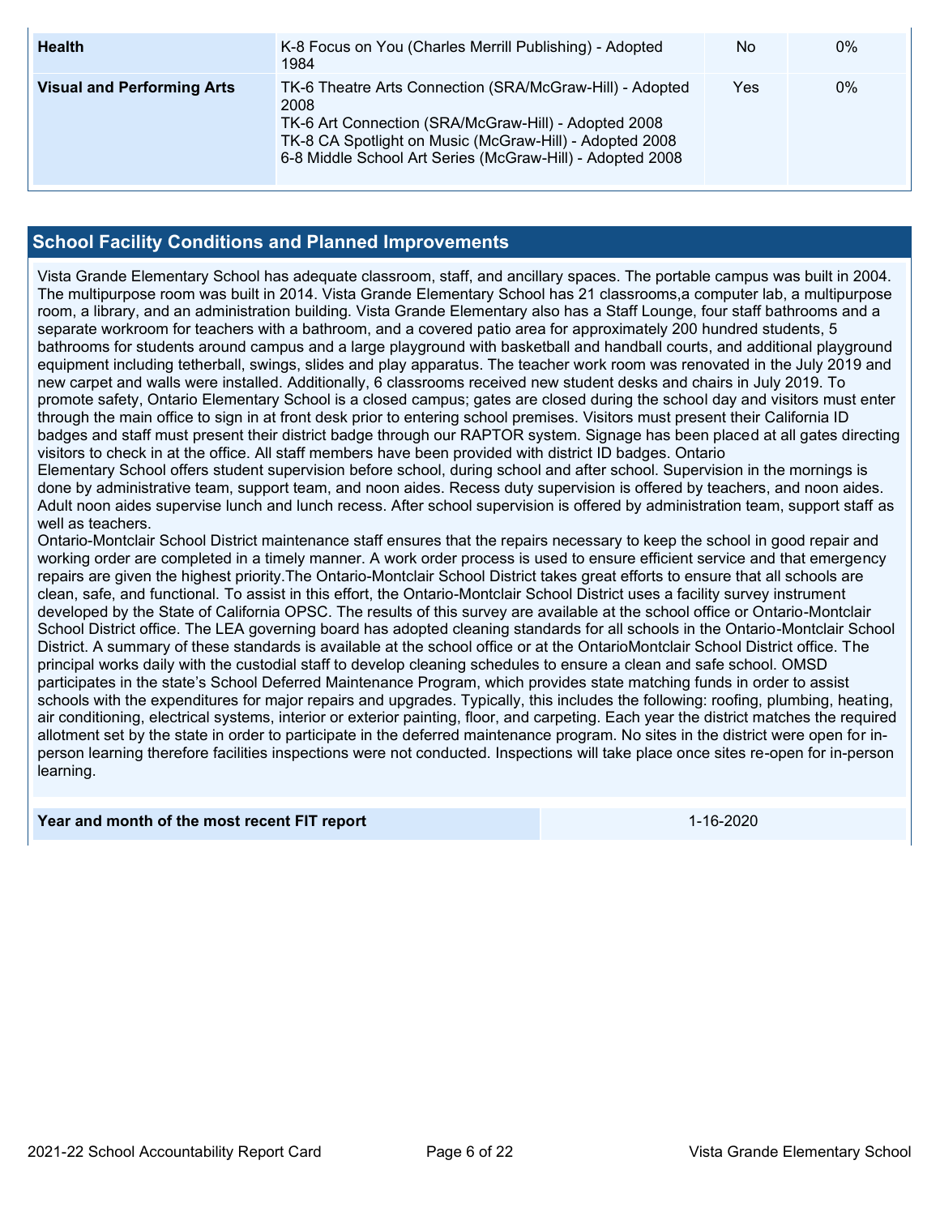| Health | K-8 Focus on You (Charles Merrill Publishing) - Adopted 1984 | No | 0% |
|---|---|---|---|
| Visual and Performing Arts | TK-6 Theatre Arts Connection (SRA/McGraw-Hill) - Adopted 2008<br>TK-6 Art Connection (SRA/McGraw-Hill) - Adopted 2008<br>TK-8 CA Spotlight on Music (McGraw-Hill) - Adopted 2008<br>6-8 Middle School Art Series (McGraw-Hill) - Adopted 2008 | Yes | 0% |

## School Facility Conditions and Planned Improvements

Vista Grande Elementary School has adequate classroom, staff, and ancillary spaces. The portable campus was built in 2004. The multipurpose room was built in 2014. Vista Grande Elementary School has 21 classrooms,a computer lab, a multipurpose room, a library, and an administration building. Vista Grande Elementary also has a Staff Lounge, four staff bathrooms and a separate workroom for teachers with a bathroom, and a covered patio area for approximately 200 hundred students, 5 bathrooms for students around campus and a large playground with basketball and handball courts, and additional playground equipment including tetherball, swings, slides and play apparatus. The teacher work room was renovated in the July 2019 and new carpet and walls were installed. Additionally, 6 classrooms received new student desks and chairs in July 2019. To promote safety, Ontario Elementary School is a closed campus; gates are closed during the school day and visitors must enter through the main office to sign in at front desk prior to entering school premises. Visitors must present their California ID badges and staff must present their district badge through our RAPTOR system. Signage has been placed at all gates directing visitors to check in at the office. All staff members have been provided with district ID badges. Ontario Elementary School offers student supervision before school, during school and after school. Supervision in the mornings is done by administrative team, support team, and noon aides. Recess duty supervision is offered by teachers, and noon aides. Adult noon aides supervise lunch and lunch recess. After school supervision is offered by administration team, support staff as well as teachers.

Ontario-Montclair School District maintenance staff ensures that the repairs necessary to keep the school in good repair and working order are completed in a timely manner. A work order process is used to ensure efficient service and that emergency repairs are given the highest priority.The Ontario-Montclair School District takes great efforts to ensure that all schools are clean, safe, and functional. To assist in this effort, the Ontario-Montclair School District uses a facility survey instrument developed by the State of California OPSC. The results of this survey are available at the school office or Ontario-Montclair School District office. The LEA governing board has adopted cleaning standards for all schools in the Ontario-Montclair School District. A summary of these standards is available at the school office or at the OntarioMontclair School District office. The principal works daily with the custodial staff to develop cleaning schedules to ensure a clean and safe school. OMSD participates in the state's School Deferred Maintenance Program, which provides state matching funds in order to assist schools with the expenditures for major repairs and upgrades. Typically, this includes the following: roofing, plumbing, heating, air conditioning, electrical systems, interior or exterior painting, floor, and carpeting. Each year the district matches the required allotment set by the state in order to participate in the deferred maintenance program. No sites in the district were open for in-person learning therefore facilities inspections were not conducted. Inspections will take place once sites re-open for in-person learning.

| Year and month of the most recent FIT report | 1-16-2020 |
|---|---|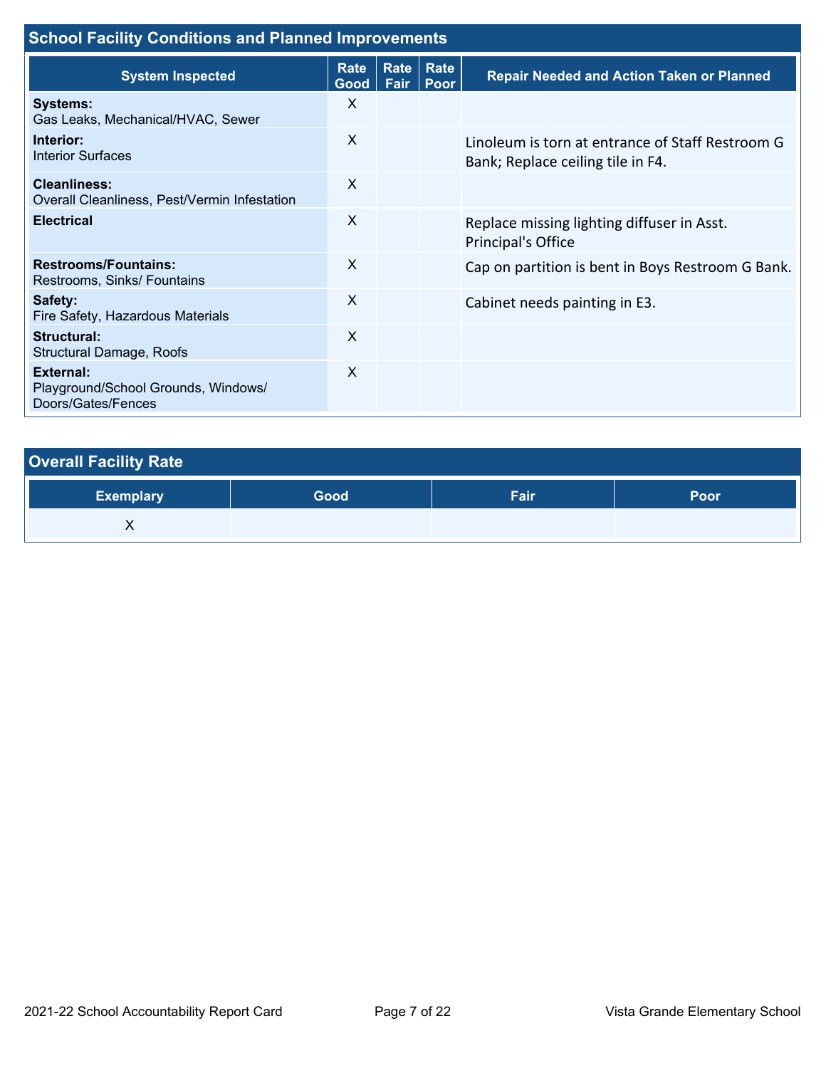## School Facility Conditions and Planned Improvements

| System Inspected | Rate Good | Rate Fair | Rate Poor | Repair Needed and Action Taken or Planned |
|---|---|---|---|---|
| **Systems:** Gas Leaks, Mechanical/HVAC, Sewer | X | | | |
| **Interior:** Interior Surfaces | X | | | Linoleum is torn at entrance of Staff Restroom G Bank; Replace ceiling tile in F4. |
| **Cleanliness:** Overall Cleanliness, Pest/Vermin Infestation | X | | | |
| **Electrical** | X | | | Replace missing lighting diffuser in Asst. Principal's Office |
| **Restrooms/Fountains:** Restrooms, Sinks/ Fountains | X | | | Cap on partition is bent in Boys Restroom G Bank. |
| **Safety:** Fire Safety, Hazardous Materials | X | | | Cabinet needs painting in E3. |
| **Structural:** Structural Damage, Roofs | X | | | |
| **External:** Playground/School Grounds, Windows/ Doors/Gates/Fences | X | | | |

## Overall Facility Rate

| Exemplary | Good | Fair | Poor |
|---|---|---|---|
| X | | | |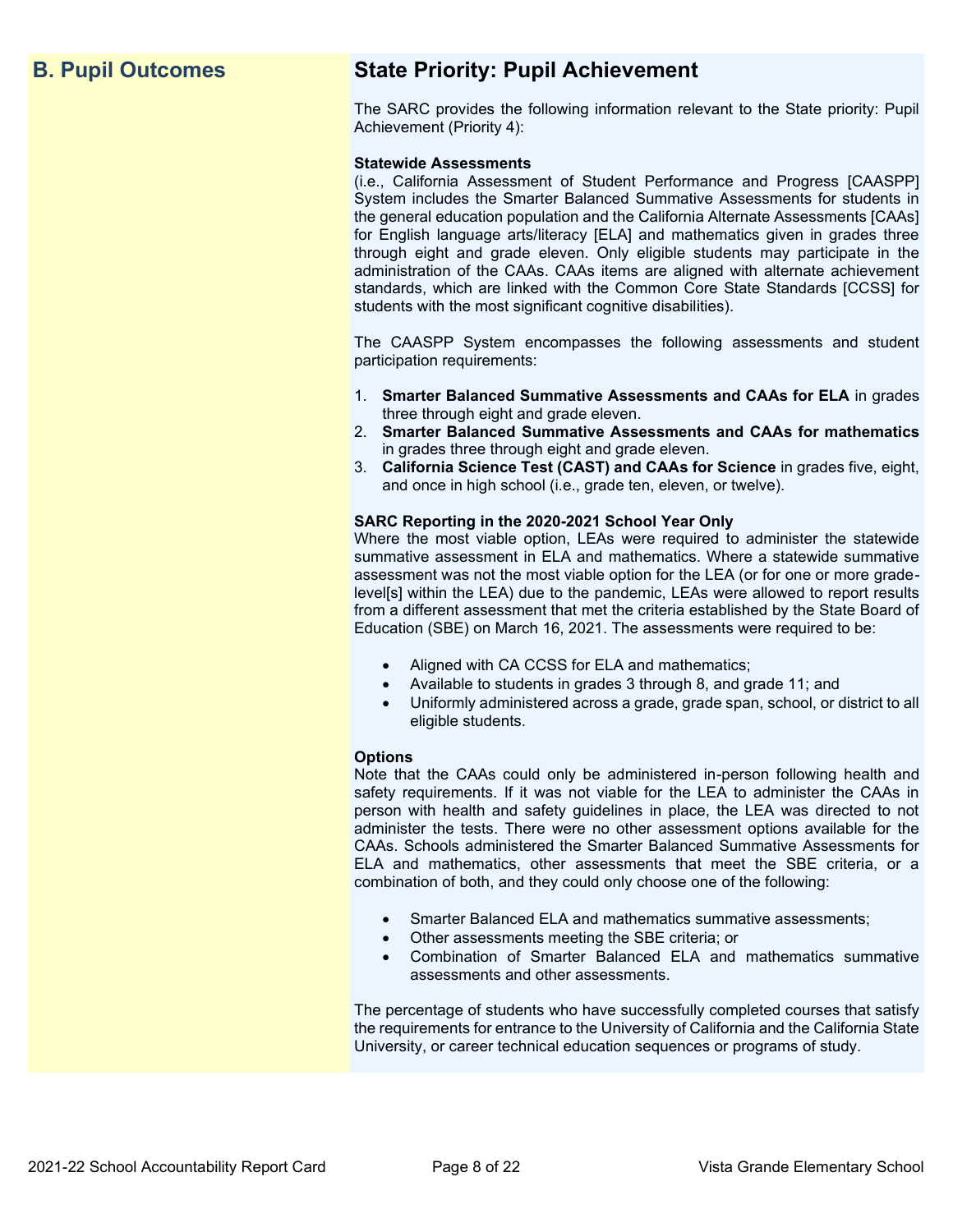## B. Pupil Outcomes

## State Priority: Pupil Achievement

The SARC provides the following information relevant to the State priority: Pupil Achievement (Priority 4):

**Statewide Assessments**
(i.e., California Assessment of Student Performance and Progress [CAASPP] System includes the Smarter Balanced Summative Assessments for students in the general education population and the California Alternate Assessments [CAAs] for English language arts/literacy [ELA] and mathematics given in grades three through eight and grade eleven. Only eligible students may participate in the administration of the CAAs. CAAs items are aligned with alternate achievement standards, which are linked with the Common Core State Standards [CCSS] for students with the most significant cognitive disabilities).

The CAASPP System encompasses the following assessments and student participation requirements:

1. **Smarter Balanced Summative Assessments and CAAs for ELA** in grades three through eight and grade eleven.
2. **Smarter Balanced Summative Assessments and CAAs for mathematics** in grades three through eight and grade eleven.
3. **California Science Test (CAST) and CAAs for Science** in grades five, eight, and once in high school (i.e., grade ten, eleven, or twelve).

**SARC Reporting in the 2020-2021 School Year Only**
Where the most viable option, LEAs were required to administer the statewide summative assessment in ELA and mathematics. Where a statewide summative assessment was not the most viable option for the LEA (or for one or more grade-level[s] within the LEA) due to the pandemic, LEAs were allowed to report results from a different assessment that met the criteria established by the State Board of Education (SBE) on March 16, 2021. The assessments were required to be:

- Aligned with CA CCSS for ELA and mathematics;
- Available to students in grades 3 through 8, and grade 11; and
- Uniformly administered across a grade, grade span, school, or district to all eligible students.

**Options**
Note that the CAAs could only be administered in-person following health and safety requirements. If it was not viable for the LEA to administer the CAAs in person with health and safety guidelines in place, the LEA was directed to not administer the tests. There were no other assessment options available for the CAAs. Schools administered the Smarter Balanced Summative Assessments for ELA and mathematics, other assessments that meet the SBE criteria, or a combination of both, and they could only choose one of the following:

- Smarter Balanced ELA and mathematics summative assessments;
- Other assessments meeting the SBE criteria; or
- Combination of Smarter Balanced ELA and mathematics summative assessments and other assessments.

The percentage of students who have successfully completed courses that satisfy the requirements for entrance to the University of California and the California State University, or career technical education sequences or programs of study.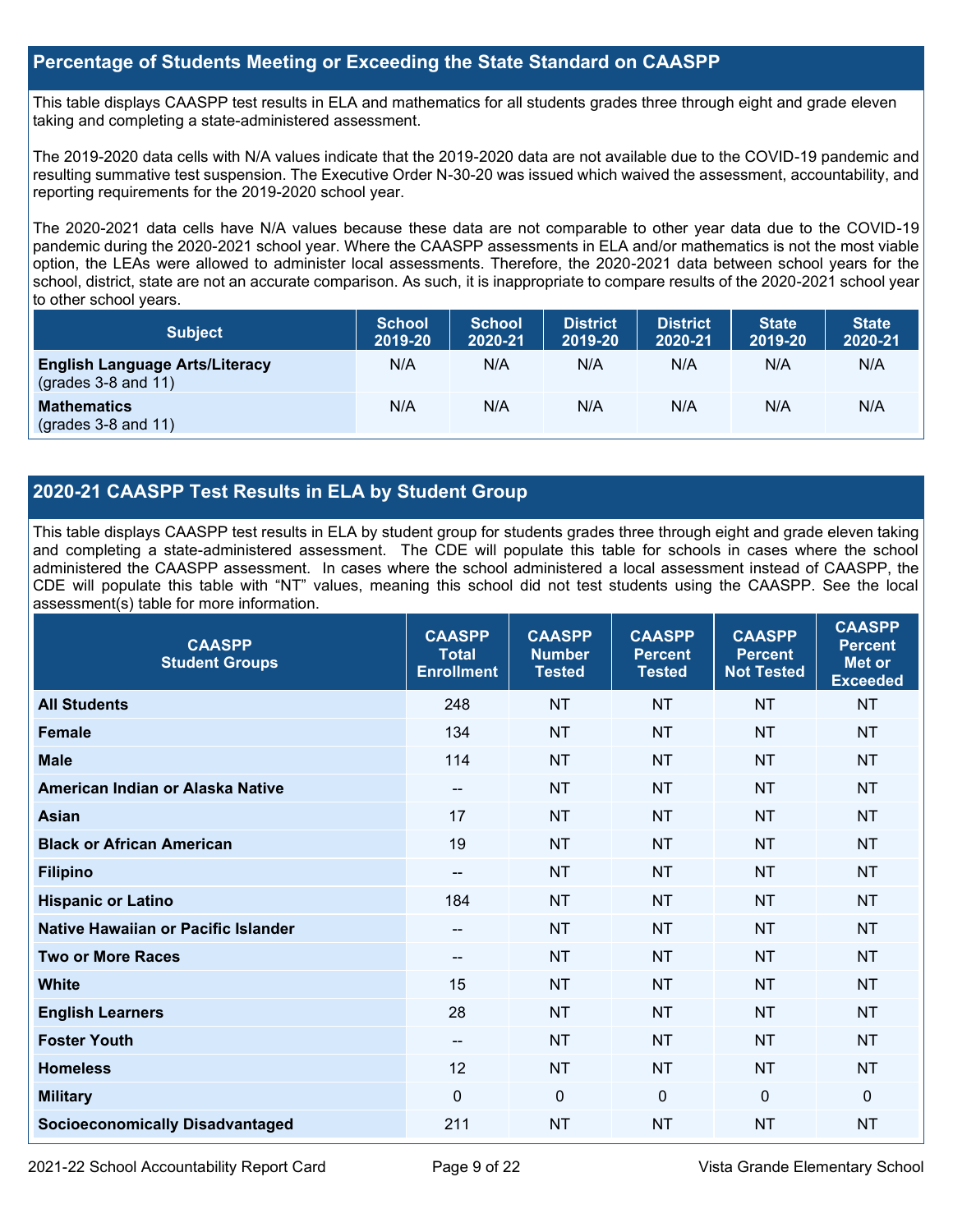## Percentage of Students Meeting or Exceeding the State Standard on CAASPP

This table displays CAASPP test results in ELA and mathematics for all students grades three through eight and grade eleven taking and completing a state-administered assessment.

The 2019-2020 data cells with N/A values indicate that the 2019-2020 data are not available due to the COVID-19 pandemic and resulting summative test suspension. The Executive Order N-30-20 was issued which waived the assessment, accountability, and reporting requirements for the 2019-2020 school year.

The 2020-2021 data cells have N/A values because these data are not comparable to other year data due to the COVID-19 pandemic during the 2020-2021 school year. Where the CAASPP assessments in ELA and/or mathematics is not the most viable option, the LEAs were allowed to administer local assessments. Therefore, the 2020-2021 data between school years for the school, district, state are not an accurate comparison. As such, it is inappropriate to compare results of the 2020-2021 school year to other school years.

| Subject | School 2019-20 | School 2020-21 | District 2019-20 | District 2020-21 | State 2019-20 | State 2020-21 |
|---|---|---|---|---|---|---|
| **English Language Arts/Literacy** (grades 3-8 and 11) | N/A | N/A | N/A | N/A | N/A | N/A |
| **Mathematics** (grades 3-8 and 11) | N/A | N/A | N/A | N/A | N/A | N/A |

## 2020-21 CAASPP Test Results in ELA by Student Group

This table displays CAASPP test results in ELA by student group for students grades three through eight and grade eleven taking and completing a state-administered assessment. The CDE will populate this table for schools in cases where the school administered the CAASPP assessment. In cases where the school administered a local assessment instead of CAASPP, the CDE will populate this table with "NT" values, meaning this school did not test students using the CAASPP. See the local assessment(s) table for more information.

| CAASPP Student Groups | CAASPP Total Enrollment | CAASPP Number Tested | CAASPP Percent Tested | CAASPP Percent Not Tested | CAASPP Percent Met or Exceeded |
|---|---|---|---|---|---|
| **All Students** | 248 | NT | NT | NT | NT |
| **Female** | 134 | NT | NT | NT | NT |
| **Male** | 114 | NT | NT | NT | NT |
| **American Indian or Alaska Native** | -- | NT | NT | NT | NT |
| **Asian** | 17 | NT | NT | NT | NT |
| **Black or African American** | 19 | NT | NT | NT | NT |
| **Filipino** | -- | NT | NT | NT | NT |
| **Hispanic or Latino** | 184 | NT | NT | NT | NT |
| **Native Hawaiian or Pacific Islander** | -- | NT | NT | NT | NT |
| **Two or More Races** | -- | NT | NT | NT | NT |
| **White** | 15 | NT | NT | NT | NT |
| **English Learners** | 28 | NT | NT | NT | NT |
| **Foster Youth** | -- | NT | NT | NT | NT |
| **Homeless** | 12 | NT | NT | NT | NT |
| **Military** | 0 | 0 | 0 | 0 | 0 |
| **Socioeconomically Disadvantaged** | 211 | NT | NT | NT | NT |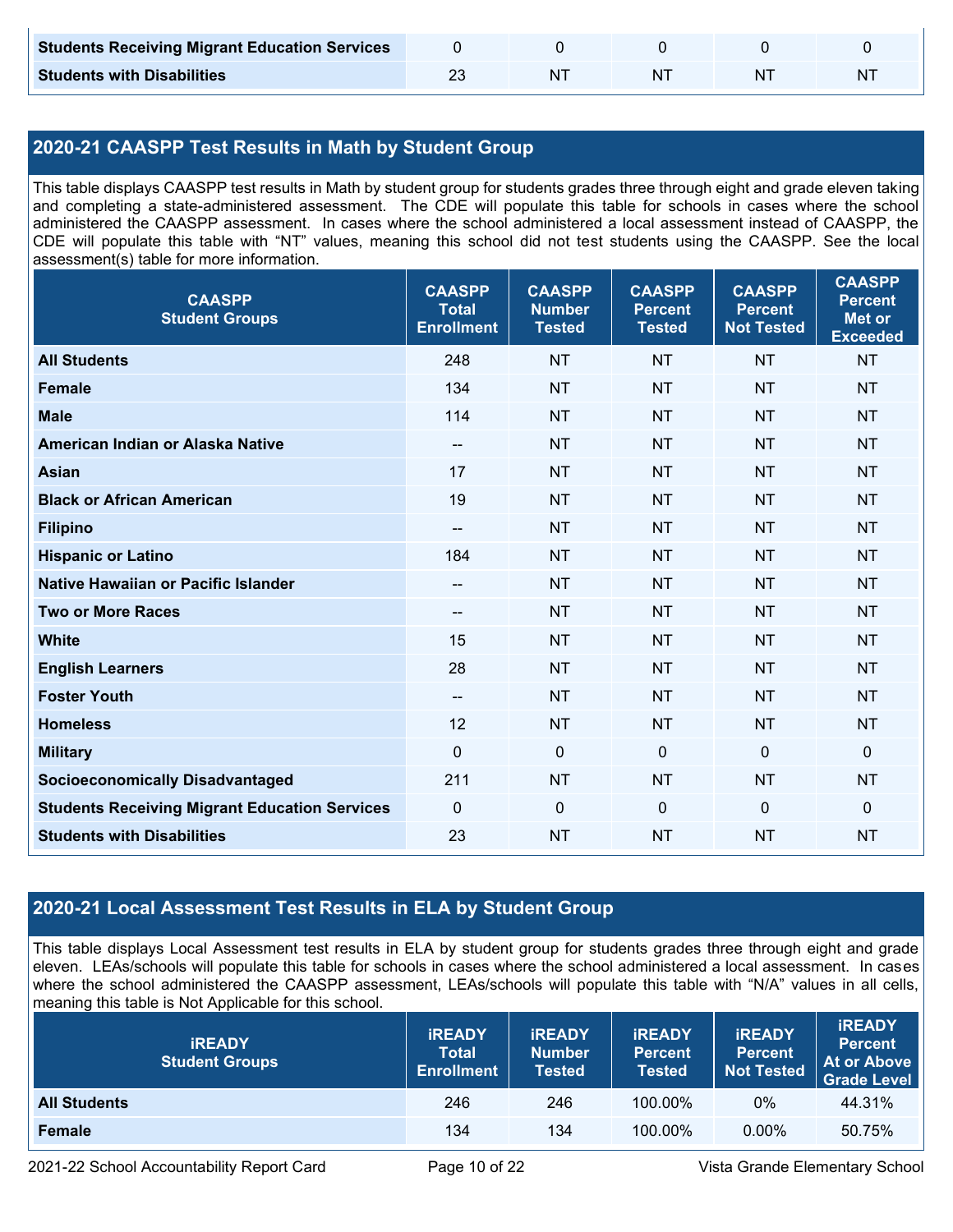| | | | | | |
|---|---|---|---|---|---|
| **Students Receiving Migrant Education Services** | 0 | 0 | 0 | 0 | 0 |
| **Students with Disabilities** | 23 | NT | NT | NT | NT |

## 2020-21 CAASPP Test Results in Math by Student Group

This table displays CAASPP test results in Math by student group for students grades three through eight and grade eleven taking and completing a state-administered assessment. The CDE will populate this table for schools in cases where the school administered the CAASPP assessment. In cases where the school administered a local assessment instead of CAASPP, the CDE will populate this table with "NT" values, meaning this school did not test students using the CAASPP. See the local assessment(s) table for more information.

| CAASPP Student Groups | CAASPP Total Enrollment | CAASPP Number Tested | CAASPP Percent Tested | CAASPP Percent Not Tested | CAASPP Percent Met or Exceeded |
|---|---|---|---|---|---|
| **All Students** | 248 | NT | NT | NT | NT |
| **Female** | 134 | NT | NT | NT | NT |
| **Male** | 114 | NT | NT | NT | NT |
| **American Indian or Alaska Native** | -- | NT | NT | NT | NT |
| **Asian** | 17 | NT | NT | NT | NT |
| **Black or African American** | 19 | NT | NT | NT | NT |
| **Filipino** | -- | NT | NT | NT | NT |
| **Hispanic or Latino** | 184 | NT | NT | NT | NT |
| **Native Hawaiian or Pacific Islander** | -- | NT | NT | NT | NT |
| **Two or More Races** | -- | NT | NT | NT | NT |
| **White** | 15 | NT | NT | NT | NT |
| **English Learners** | 28 | NT | NT | NT | NT |
| **Foster Youth** | -- | NT | NT | NT | NT |
| **Homeless** | 12 | NT | NT | NT | NT |
| **Military** | 0 | 0 | 0 | 0 | 0 |
| **Socioeconomically Disadvantaged** | 211 | NT | NT | NT | NT |
| **Students Receiving Migrant Education Services** | 0 | 0 | 0 | 0 | 0 |
| **Students with Disabilities** | 23 | NT | NT | NT | NT |

## 2020-21 Local Assessment Test Results in ELA by Student Group

This table displays Local Assessment test results in ELA by student group for students grades three through eight and grade eleven. LEAs/schools will populate this table for schools in cases where the school administered a local assessment. In cases where the school administered the CAASPP assessment, LEAs/schools will populate this table with "N/A" values in all cells, meaning this table is Not Applicable for this school.

| iREADY Student Groups | iREADY Total Enrollment | iREADY Number Tested | iREADY Percent Tested | iREADY Percent Not Tested | iREADY Percent At or Above Grade Level |
|---|---|---|---|---|---|
| **All Students** | 246 | 246 | 100.00% | 0% | 44.31% |
| **Female** | 134 | 134 | 100.00% | 0.00% | 50.75% |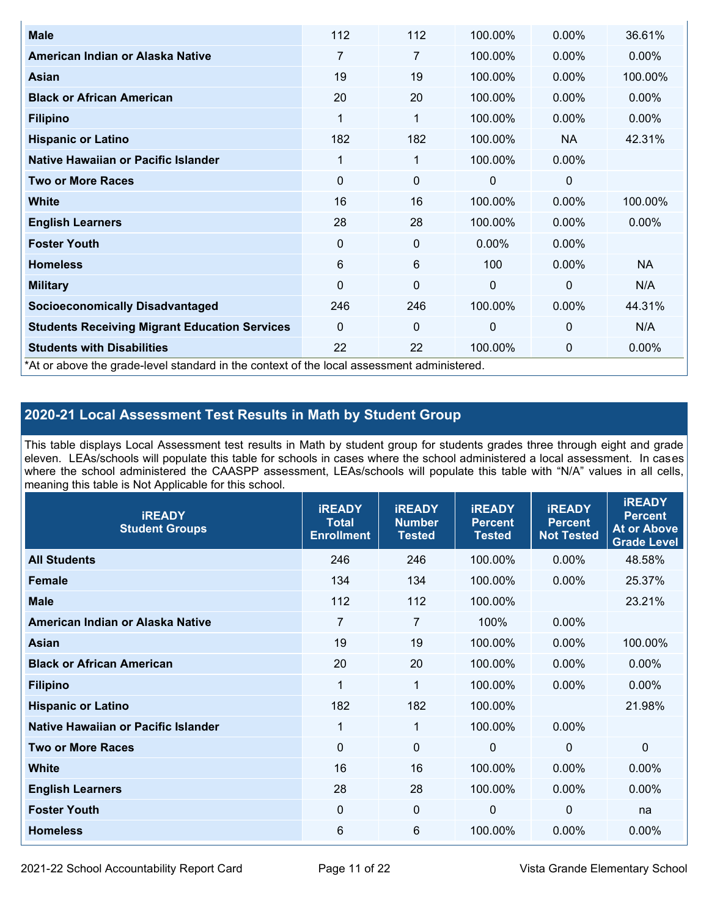| Male | 112 | 112 | 100.00% | 0.00% | 36.61% |
|---|---|---|---|---|---|
| American Indian or Alaska Native | 7 | 7 | 100.00% | 0.00% | 0.00% |
| Asian | 19 | 19 | 100.00% | 0.00% | 100.00% |
| Black or African American | 20 | 20 | 100.00% | 0.00% | 0.00% |
| Filipino | 1 | 1 | 100.00% | 0.00% | 0.00% |
| Hispanic or Latino | 182 | 182 | 100.00% | NA | 42.31% |
| Native Hawaiian or Pacific Islander | 1 | 1 | 100.00% | 0.00% | |
| Two or More Races | 0 | 0 | 0 | 0 | |
| White | 16 | 16 | 100.00% | 0.00% | 100.00% |
| English Learners | 28 | 28 | 100.00% | 0.00% | 0.00% |
| Foster Youth | 0 | 0 | 0.00% | 0.00% | |
| Homeless | 6 | 6 | 100 | 0.00% | NA |
| Military | 0 | 0 | 0 | 0 | N/A |
| Socioeconomically Disadvantaged | 246 | 246 | 100.00% | 0.00% | 44.31% |
| Students Receiving Migrant Education Services | 0 | 0 | 0 | 0 | N/A |
| Students with Disabilities | 22 | 22 | 100.00% | 0 | 0.00% |

*At or above the grade-level standard in the context of the local assessment administered.

## 2020-21 Local Assessment Test Results in Math by Student Group

This table displays Local Assessment test results in Math by student group for students grades three through eight and grade eleven. LEAs/schools will populate this table for schools in cases where the school administered a local assessment. In cases where the school administered the CAASPP assessment, LEAs/schools will populate this table with "N/A" values in all cells, meaning this table is Not Applicable for this school.

| iREADY Student Groups | iREADY Total Enrollment | iREADY Number Tested | iREADY Percent Tested | iREADY Percent Not Tested | iREADY Percent At or Above Grade Level |
|---|---|---|---|---|---|
| All Students | 246 | 246 | 100.00% | 0.00% | 48.58% |
| Female | 134 | 134 | 100.00% | 0.00% | 25.37% |
| Male | 112 | 112 | 100.00% | | 23.21% |
| American Indian or Alaska Native | 7 | 7 | 100% | 0.00% | |
| Asian | 19 | 19 | 100.00% | 0.00% | 100.00% |
| Black or African American | 20 | 20 | 100.00% | 0.00% | 0.00% |
| Filipino | 1 | 1 | 100.00% | 0.00% | 0.00% |
| Hispanic or Latino | 182 | 182 | 100.00% | | 21.98% |
| Native Hawaiian or Pacific Islander | 1 | 1 | 100.00% | 0.00% | |
| Two or More Races | 0 | 0 | 0 | 0 | 0 |
| White | 16 | 16 | 100.00% | 0.00% | 0.00% |
| English Learners | 28 | 28 | 100.00% | 0.00% | 0.00% |
| Foster Youth | 0 | 0 | 0 | 0 | na |
| Homeless | 6 | 6 | 100.00% | 0.00% | 0.00% |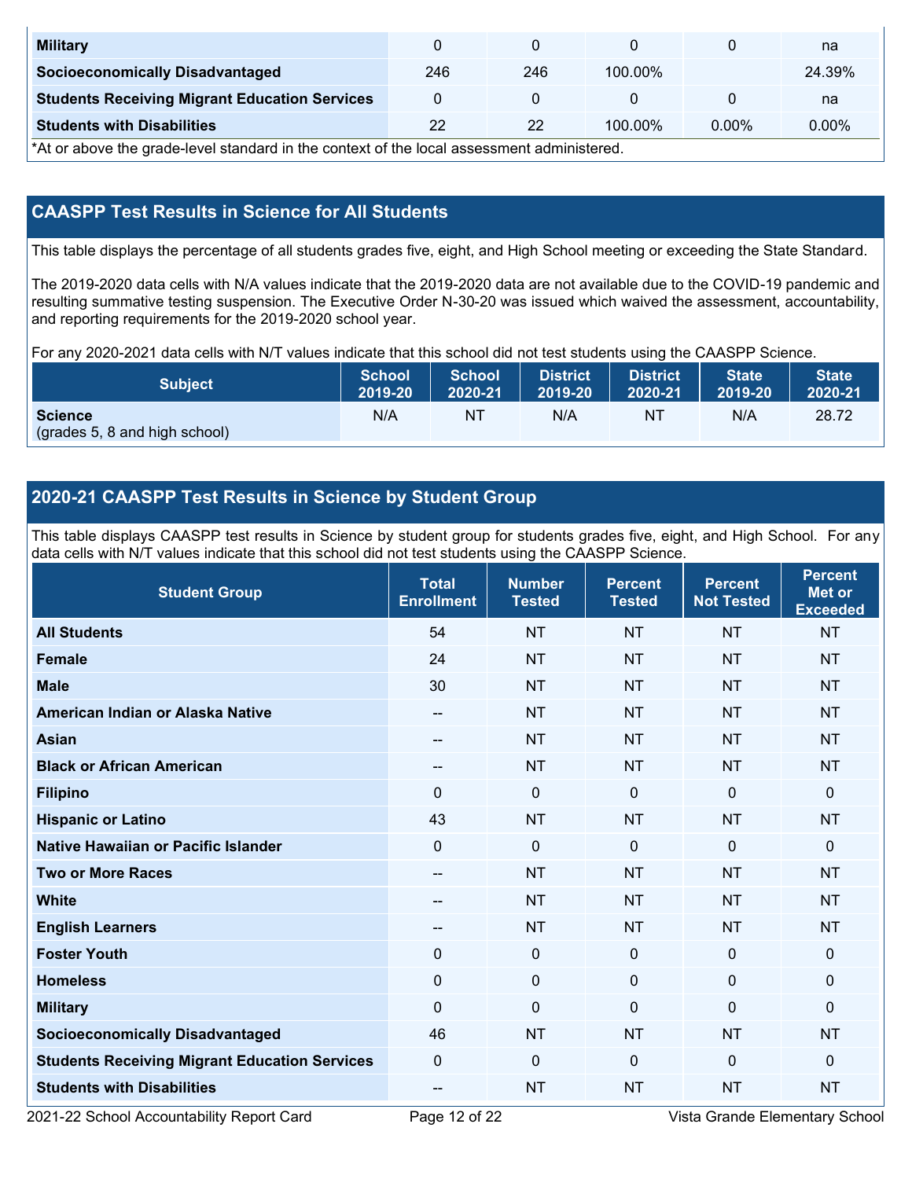| | | | | | |
|---|---|---|---|---|---|
| **Military** | 0 | 0 | 0 | 0 | na |
| **Socioeconomically Disadvantaged** | 246 | 246 | 100.00% | | 24.39% |
| **Students Receiving Migrant Education Services** | 0 | 0 | 0 | 0 | na |
| **Students with Disabilities** | 22 | 22 | 100.00% | 0.00% | 0.00% |

*At or above the grade-level standard in the context of the local assessment administered.

## CAASPP Test Results in Science for All Students

This table displays the percentage of all students grades five, eight, and High School meeting or exceeding the State Standard.

The 2019-2020 data cells with N/A values indicate that the 2019-2020 data are not available due to the COVID-19 pandemic and resulting summative testing suspension. The Executive Order N-30-20 was issued which waived the assessment, accountability, and reporting requirements for the 2019-2020 school year.

For any 2020-2021 data cells with N/T values indicate that this school did not test students using the CAASPP Science.

| Subject | School 2019-20 | School 2020-21 | District 2019-20 | District 2020-21 | State 2019-20 | State 2020-21 |
|---|---|---|---|---|---|---|
| **Science** (grades 5, 8 and high school) | N/A | NT | N/A | NT | N/A | 28.72 |

## 2020-21 CAASPP Test Results in Science by Student Group

This table displays CAASPP test results in Science by student group for students grades five, eight, and High School. For any data cells with N/T values indicate that this school did not test students using the CAASPP Science.

| Student Group | Total Enrollment | Number Tested | Percent Tested | Percent Not Tested | Percent Met or Exceeded |
|---|---|---|---|---|---|
| **All Students** | 54 | NT | NT | NT | NT |
| **Female** | 24 | NT | NT | NT | NT |
| **Male** | 30 | NT | NT | NT | NT |
| **American Indian or Alaska Native** | -- | NT | NT | NT | NT |
| **Asian** | -- | NT | NT | NT | NT |
| **Black or African American** | -- | NT | NT | NT | NT |
| **Filipino** | 0 | 0 | 0 | 0 | 0 |
| **Hispanic or Latino** | 43 | NT | NT | NT | NT |
| **Native Hawaiian or Pacific Islander** | 0 | 0 | 0 | 0 | 0 |
| **Two or More Races** | -- | NT | NT | NT | NT |
| **White** | -- | NT | NT | NT | NT |
| **English Learners** | -- | NT | NT | NT | NT |
| **Foster Youth** | 0 | 0 | 0 | 0 | 0 |
| **Homeless** | 0 | 0 | 0 | 0 | 0 |
| **Military** | 0 | 0 | 0 | 0 | 0 |
| **Socioeconomically Disadvantaged** | 46 | NT | NT | NT | NT |
| **Students Receiving Migrant Education Services** | 0 | 0 | 0 | 0 | 0 |
| **Students with Disabilities** | -- | NT | NT | NT | NT |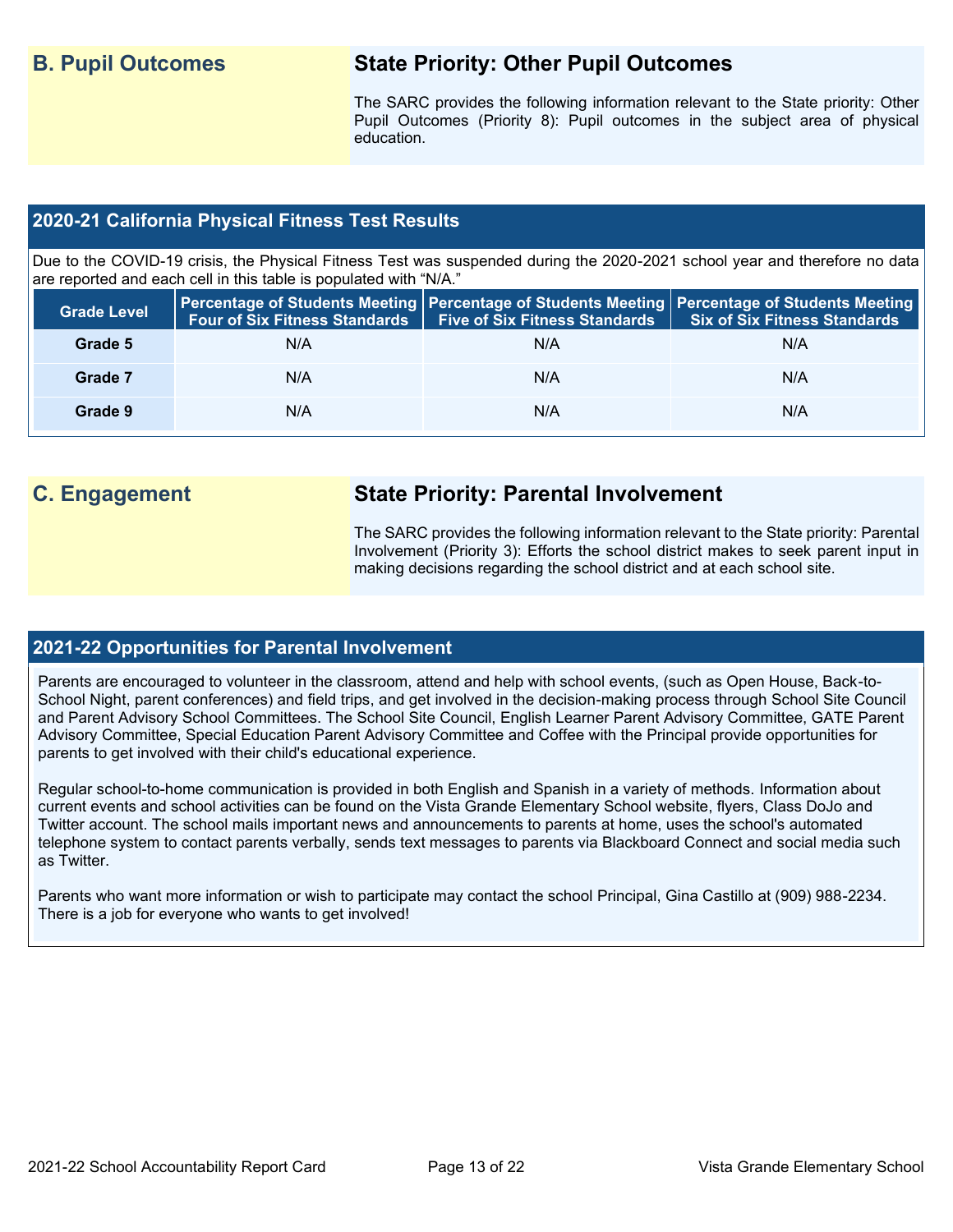## B. Pupil Outcomes

### State Priority: Other Pupil Outcomes

The SARC provides the following information relevant to the State priority: Other Pupil Outcomes (Priority 8): Pupil outcomes in the subject area of physical education.

### 2020-21 California Physical Fitness Test Results

Due to the COVID-19 crisis, the Physical Fitness Test was suspended during the 2020-2021 school year and therefore no data are reported and each cell in this table is populated with "N/A."

| Grade Level | Percentage of Students Meeting Four of Six Fitness Standards | Percentage of Students Meeting Five of Six Fitness Standards | Percentage of Students Meeting Six of Six Fitness Standards |
|---|---|---|---|
| Grade 5 | N/A | N/A | N/A |
| Grade 7 | N/A | N/A | N/A |
| Grade 9 | N/A | N/A | N/A |

## C. Engagement

### State Priority: Parental Involvement

The SARC provides the following information relevant to the State priority: Parental Involvement (Priority 3): Efforts the school district makes to seek parent input in making decisions regarding the school district and at each school site.

### 2021-22 Opportunities for Parental Involvement

Parents are encouraged to volunteer in the classroom, attend and help with school events, (such as Open House, Back-to-School Night, parent conferences) and field trips, and get involved in the decision-making process through School Site Council and Parent Advisory School Committees. The School Site Council, English Learner Parent Advisory Committee, GATE Parent Advisory Committee, Special Education Parent Advisory Committee and Coffee with the Principal provide opportunities for parents to get involved with their child's educational experience.

Regular school-to-home communication is provided in both English and Spanish in a variety of methods. Information about current events and school activities can be found on the Vista Grande Elementary School website, flyers, Class DoJo and Twitter account. The school mails important news and announcements to parents at home, uses the school's automated telephone system to contact parents verbally, sends text messages to parents via Blackboard Connect and social media such as Twitter.

Parents who want more information or wish to participate may contact the school Principal, Gina Castillo at (909) 988-2234. There is a job for everyone who wants to get involved!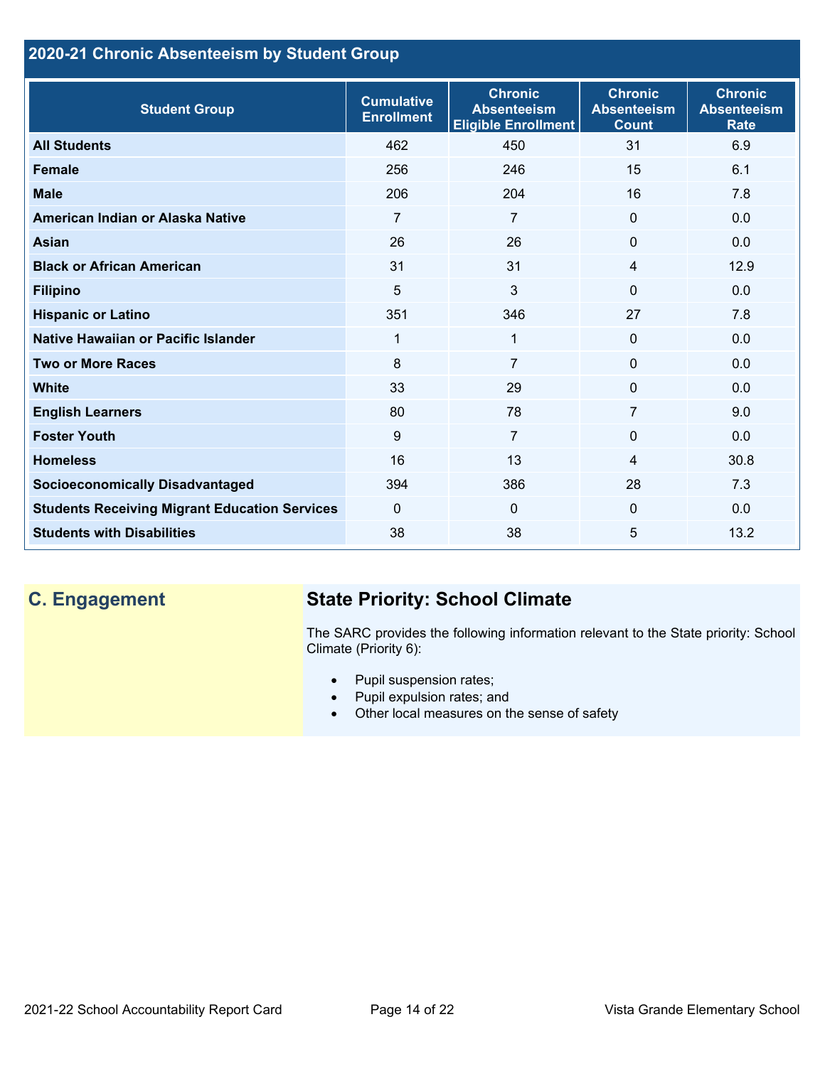## 2020-21 Chronic Absenteeism by Student Group

| Student Group | Cumulative Enrollment | Chronic Absenteeism Eligible Enrollment | Chronic Absenteeism Count | Chronic Absenteeism Rate |
|---|---|---|---|---|
| **All Students** | 462 | 450 | 31 | 6.9 |
| **Female** | 256 | 246 | 15 | 6.1 |
| **Male** | 206 | 204 | 16 | 7.8 |
| **American Indian or Alaska Native** | 7 | 7 | 0 | 0.0 |
| **Asian** | 26 | 26 | 0 | 0.0 |
| **Black or African American** | 31 | 31 | 4 | 12.9 |
| **Filipino** | 5 | 3 | 0 | 0.0 |
| **Hispanic or Latino** | 351 | 346 | 27 | 7.8 |
| **Native Hawaiian or Pacific Islander** | 1 | 1 | 0 | 0.0 |
| **Two or More Races** | 8 | 7 | 0 | 0.0 |
| **White** | 33 | 29 | 0 | 0.0 |
| **English Learners** | 80 | 78 | 7 | 9.0 |
| **Foster Youth** | 9 | 7 | 0 | 0.0 |
| **Homeless** | 16 | 13 | 4 | 30.8 |
| **Socioeconomically Disadvantaged** | 394 | 386 | 28 | 7.3 |
| **Students Receiving Migrant Education Services** | 0 | 0 | 0 | 0.0 |
| **Students with Disabilities** | 38 | 38 | 5 | 13.2 |

## C. Engagement

### State Priority: School Climate

The SARC provides the following information relevant to the State priority: School Climate (Priority 6):

- Pupil suspension rates;
- Pupil expulsion rates; and
- Other local measures on the sense of safety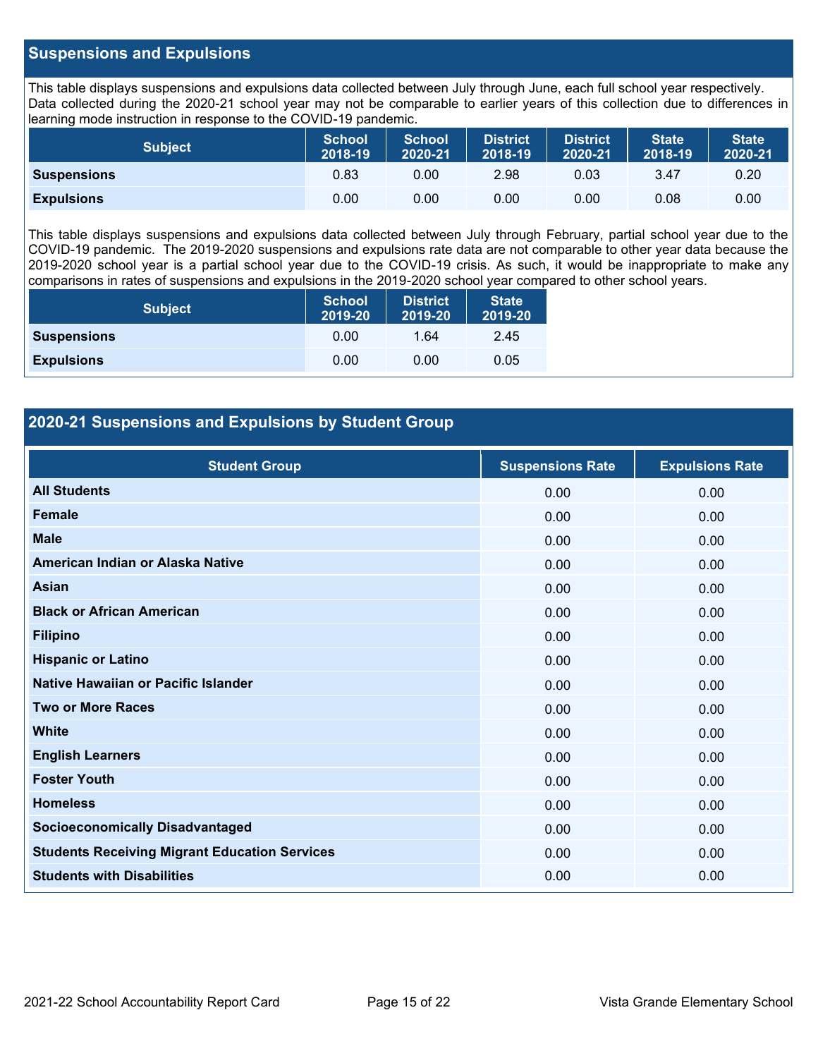## Suspensions and Expulsions

This table displays suspensions and expulsions data collected between July through June, each full school year respectively. Data collected during the 2020-21 school year may not be comparable to earlier years of this collection due to differences in learning mode instruction in response to the COVID-19 pandemic.

| Subject | School 2018-19 | School 2020-21 | District 2018-19 | District 2020-21 | State 2018-19 | State 2020-21 |
|---|---|---|---|---|---|---|
| **Suspensions** | 0.83 | 0.00 | 2.98 | 0.03 | 3.47 | 0.20 |
| **Expulsions** | 0.00 | 0.00 | 0.00 | 0.00 | 0.08 | 0.00 |

This table displays suspensions and expulsions data collected between July through February, partial school year due to the COVID-19 pandemic. The 2019-2020 suspensions and expulsions rate data are not comparable to other year data because the 2019-2020 school year is a partial school year due to the COVID-19 crisis. As such, it would be inappropriate to make any comparisons in rates of suspensions and expulsions in the 2019-2020 school year compared to other school years.

| Subject | School 2019-20 | District 2019-20 | State 2019-20 |
|---|---|---|---|
| **Suspensions** | 0.00 | 1.64 | 2.45 |
| **Expulsions** | 0.00 | 0.00 | 0.05 |

## 2020-21 Suspensions and Expulsions by Student Group

| Student Group | Suspensions Rate | Expulsions Rate |
|---|---|---|
| **All Students** | 0.00 | 0.00 |
| **Female** | 0.00 | 0.00 |
| **Male** | 0.00 | 0.00 |
| **American Indian or Alaska Native** | 0.00 | 0.00 |
| **Asian** | 0.00 | 0.00 |
| **Black or African American** | 0.00 | 0.00 |
| **Filipino** | 0.00 | 0.00 |
| **Hispanic or Latino** | 0.00 | 0.00 |
| **Native Hawaiian or Pacific Islander** | 0.00 | 0.00 |
| **Two or More Races** | 0.00 | 0.00 |
| **White** | 0.00 | 0.00 |
| **English Learners** | 0.00 | 0.00 |
| **Foster Youth** | 0.00 | 0.00 |
| **Homeless** | 0.00 | 0.00 |
| **Socioeconomically Disadvantaged** | 0.00 | 0.00 |
| **Students Receiving Migrant Education Services** | 0.00 | 0.00 |
| **Students with Disabilities** | 0.00 | 0.00 |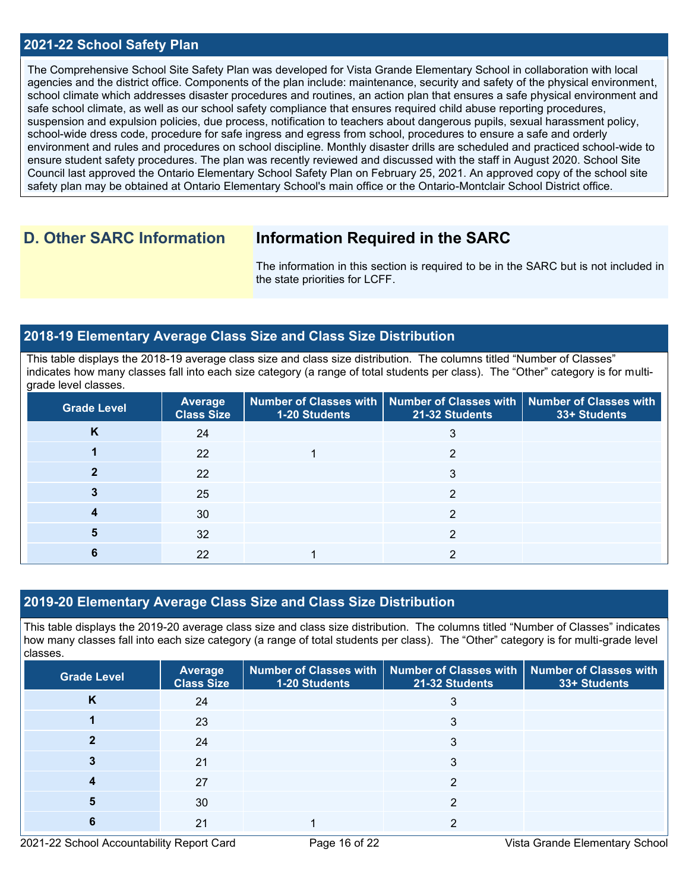## 2021-22 School Safety Plan

The Comprehensive School Site Safety Plan was developed for Vista Grande Elementary School in collaboration with local agencies and the district office. Components of the plan include: maintenance, security and safety of the physical environment, school climate which addresses disaster procedures and routines, an action plan that ensures a safe physical environment and safe school climate, as well as our school safety compliance that ensures required child abuse reporting procedures, suspension and expulsion policies, due process, notification to teachers about dangerous pupils, sexual harassment policy, school-wide dress code, procedure for safe ingress and egress from school, procedures to ensure a safe and orderly environment and rules and procedures on school discipline. Monthly disaster drills are scheduled and practiced school-wide to ensure student safety procedures. The plan was recently reviewed and discussed with the staff in August 2020. School Site Council last approved the Ontario Elementary School Safety Plan on February 25, 2021. An approved copy of the school site safety plan may be obtained at Ontario Elementary School's main office or the Ontario-Montclair School District office.

# D. Other SARC Information

## Information Required in the SARC

The information in this section is required to be in the SARC but is not included in the state priorities for LCFF.

## 2018-19 Elementary Average Class Size and Class Size Distribution

This table displays the 2018-19 average class size and class size distribution. The columns titled "Number of Classes" indicates how many classes fall into each size category (a range of total students per class). The "Other" category is for multi-grade level classes.

| Grade Level | Average Class Size | Number of Classes with 1-20 Students | Number of Classes with 21-32 Students | Number of Classes with 33+ Students |
|---|---|---|---|---|
| K | 24 | | 3 | |
| 1 | 22 | 1 | 2 | |
| 2 | 22 | | 3 | |
| 3 | 25 | | 2 | |
| 4 | 30 | | 2 | |
| 5 | 32 | | 2 | |
| 6 | 22 | 1 | 2 | |

## 2019-20 Elementary Average Class Size and Class Size Distribution

This table displays the 2019-20 average class size and class size distribution. The columns titled "Number of Classes" indicates how many classes fall into each size category (a range of total students per class). The "Other" category is for multi-grade level classes.

| Grade Level | Average Class Size | Number of Classes with 1-20 Students | Number of Classes with 21-32 Students | Number of Classes with 33+ Students |
|---|---|---|---|---|
| K | 24 | | 3 | |
| 1 | 23 | | 3 | |
| 2 | 24 | | 3 | |
| 3 | 21 | | 3 | |
| 4 | 27 | | 2 | |
| 5 | 30 | | 2 | |
| 6 | 21 | 1 | 2 | |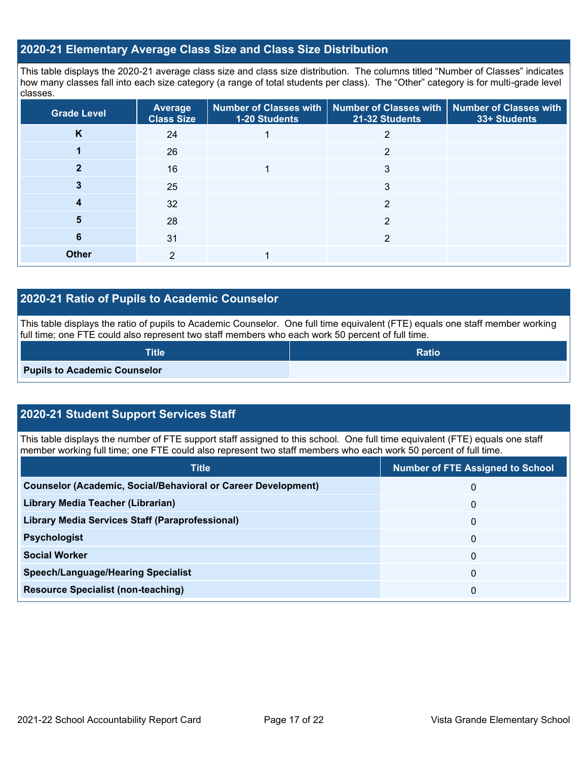## 2020-21 Elementary Average Class Size and Class Size Distribution

This table displays the 2020-21 average class size and class size distribution. The columns titled "Number of Classes" indicates how many classes fall into each size category (a range of total students per class). The "Other" category is for multi-grade level classes.

| Grade Level | Average Class Size | Number of Classes with 1-20 Students | Number of Classes with 21-32 Students | Number of Classes with 33+ Students |
|---|---|---|---|---|
| **K** | 24 | 1 | 2 | |
| **1** | 26 | | 2 | |
| **2** | 16 | 1 | 3 | |
| **3** | 25 | | 3 | |
| **4** | 32 | | 2 | |
| **5** | 28 | | 2 | |
| **6** | 31 | | 2 | |
| **Other** | 2 | 1 | | |

## 2020-21 Ratio of Pupils to Academic Counselor

This table displays the ratio of pupils to Academic Counselor. One full time equivalent (FTE) equals one staff member working full time; one FTE could also represent two staff members who each work 50 percent of full time.

| Title | Ratio |
|---|---|
| **Pupils to Academic Counselor** | |

## 2020-21 Student Support Services Staff

This table displays the number of FTE support staff assigned to this school. One full time equivalent (FTE) equals one staff member working full time; one FTE could also represent two staff members who each work 50 percent of full time.

| Title | Number of FTE Assigned to School |
|---|---|
| **Counselor (Academic, Social/Behavioral or Career Development)** | 0 |
| **Library Media Teacher (Librarian)** | 0 |
| **Library Media Services Staff (Paraprofessional)** | 0 |
| **Psychologist** | 0 |
| **Social Worker** | 0 |
| **Speech/Language/Hearing Specialist** | 0 |
| **Resource Specialist (non-teaching)** | 0 |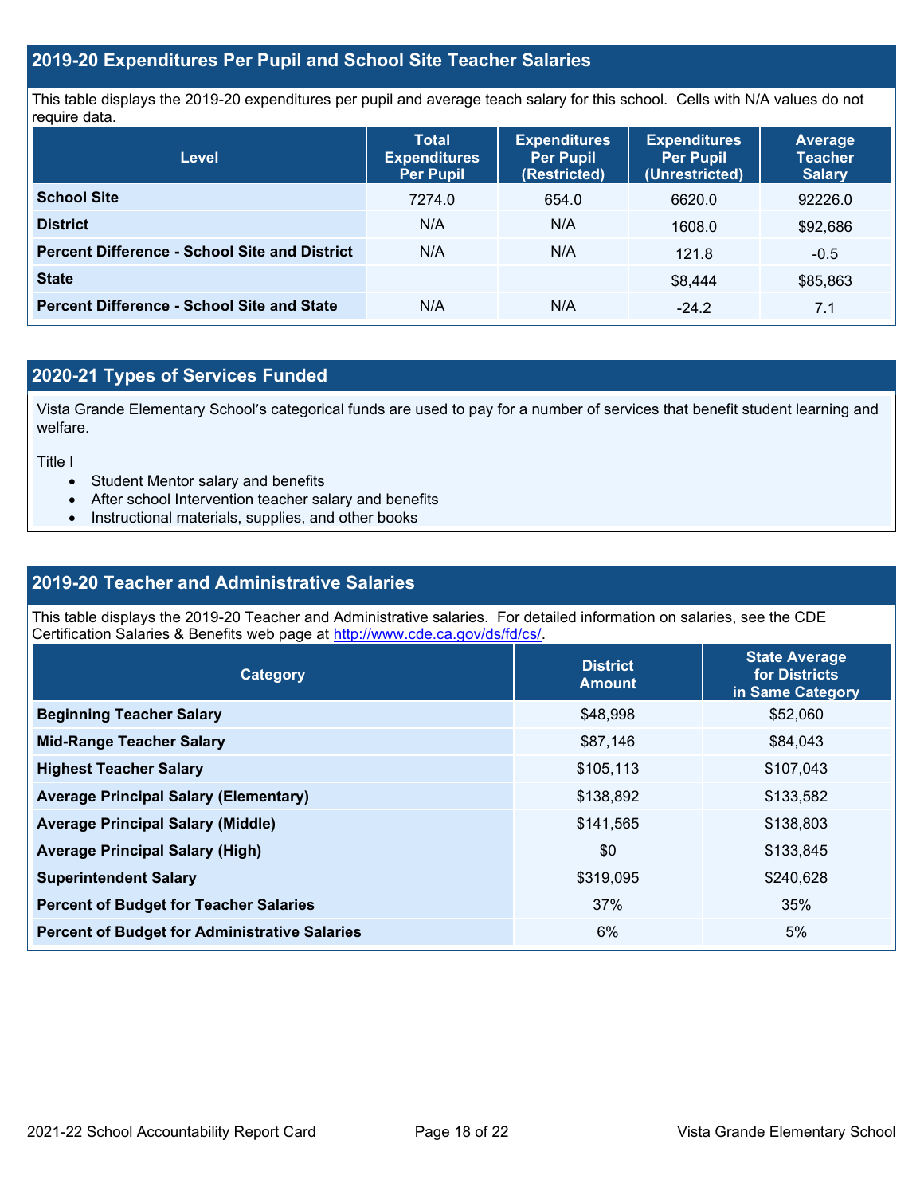## 2019-20 Expenditures Per Pupil and School Site Teacher Salaries

This table displays the 2019-20 expenditures per pupil and average teach salary for this school. Cells with N/A values do not require data.

| Level | Total Expenditures Per Pupil | Expenditures Per Pupil (Restricted) | Expenditures Per Pupil (Unrestricted) | Average Teacher Salary |
|---|---|---|---|---|
| **School Site** | 7274.0 | 654.0 | 6620.0 | 92226.0 |
| **District** | N/A | N/A | 1608.0 | $92,686 |
| **Percent Difference - School Site and District** | N/A | N/A | 121.8 | -0.5 |
| **State** | | | $8,444 | $85,863 |
| **Percent Difference - School Site and State** | N/A | N/A | -24.2 | 7.1 |

## 2020-21 Types of Services Funded

Vista Grande Elementary School's categorical funds are used to pay for a number of services that benefit student learning and welfare.

Title I

- Student Mentor salary and benefits
- After school Intervention teacher salary and benefits
- Instructional materials, supplies, and other books

## 2019-20 Teacher and Administrative Salaries

This table displays the 2019-20 Teacher and Administrative salaries. For detailed information on salaries, see the CDE Certification Salaries & Benefits web page at http://www.cde.ca.gov/ds/fd/cs/.

| Category | District Amount | State Average for Districts in Same Category |
|---|---|---|
| **Beginning Teacher Salary** | $48,998 | $52,060 |
| **Mid-Range Teacher Salary** | $87,146 | $84,043 |
| **Highest Teacher Salary** | $105,113 | $107,043 |
| **Average Principal Salary (Elementary)** | $138,892 | $133,582 |
| **Average Principal Salary (Middle)** | $141,565 | $138,803 |
| **Average Principal Salary (High)** | $0 | $133,845 |
| **Superintendent Salary** | $319,095 | $240,628 |
| **Percent of Budget for Teacher Salaries** | 37% | 35% |
| **Percent of Budget for Administrative Salaries** | 6% | 5% |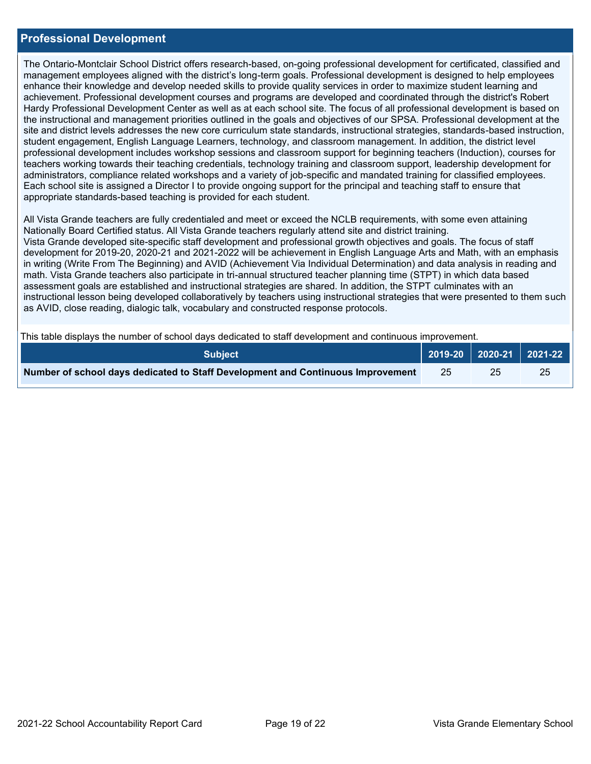## Professional Development

The Ontario-Montclair School District offers research-based, on-going professional development for certificated, classified and management employees aligned with the district's long-term goals. Professional development is designed to help employees enhance their knowledge and develop needed skills to provide quality services in order to maximize student learning and achievement. Professional development courses and programs are developed and coordinated through the district's Robert Hardy Professional Development Center as well as at each school site. The focus of all professional development is based on the instructional and management priorities outlined in the goals and objectives of our SPSA. Professional development at the site and district levels addresses the new core curriculum state standards, instructional strategies, standards-based instruction, student engagement, English Language Learners, technology, and classroom management. In addition, the district level professional development includes workshop sessions and classroom support for beginning teachers (Induction), courses for teachers working towards their teaching credentials, technology training and classroom support, leadership development for administrators, compliance related workshops and a variety of job-specific and mandated training for classified employees. Each school site is assigned a Director I to provide ongoing support for the principal and teaching staff to ensure that appropriate standards-based teaching is provided for each student.

All Vista Grande teachers are fully credentialed and meet or exceed the NCLB requirements, with some even attaining Nationally Board Certified status. All Vista Grande teachers regularly attend site and district training.
Vista Grande developed site-specific staff development and professional growth objectives and goals. The focus of staff development for 2019-20, 2020-21 and 2021-2022 will be achievement in English Language Arts and Math, with an emphasis in writing (Write From The Beginning) and AVID (Achievement Via Individual Determination) and data analysis in reading and math. Vista Grande teachers also participate in tri-annual structured teacher planning time (STPT) in which data based assessment goals are established and instructional strategies are shared. In addition, the STPT culminates with an instructional lesson being developed collaboratively by teachers using instructional strategies that were presented to them such as AVID, close reading, dialogic talk, vocabulary and constructed response protocols.

This table displays the number of school days dedicated to staff development and continuous improvement.

| Subject | 2019-20 | 2020-21 | 2021-22 |
|---|---|---|---|
| **Number of school days dedicated to Staff Development and Continuous Improvement** | 25 | 25 | 25 |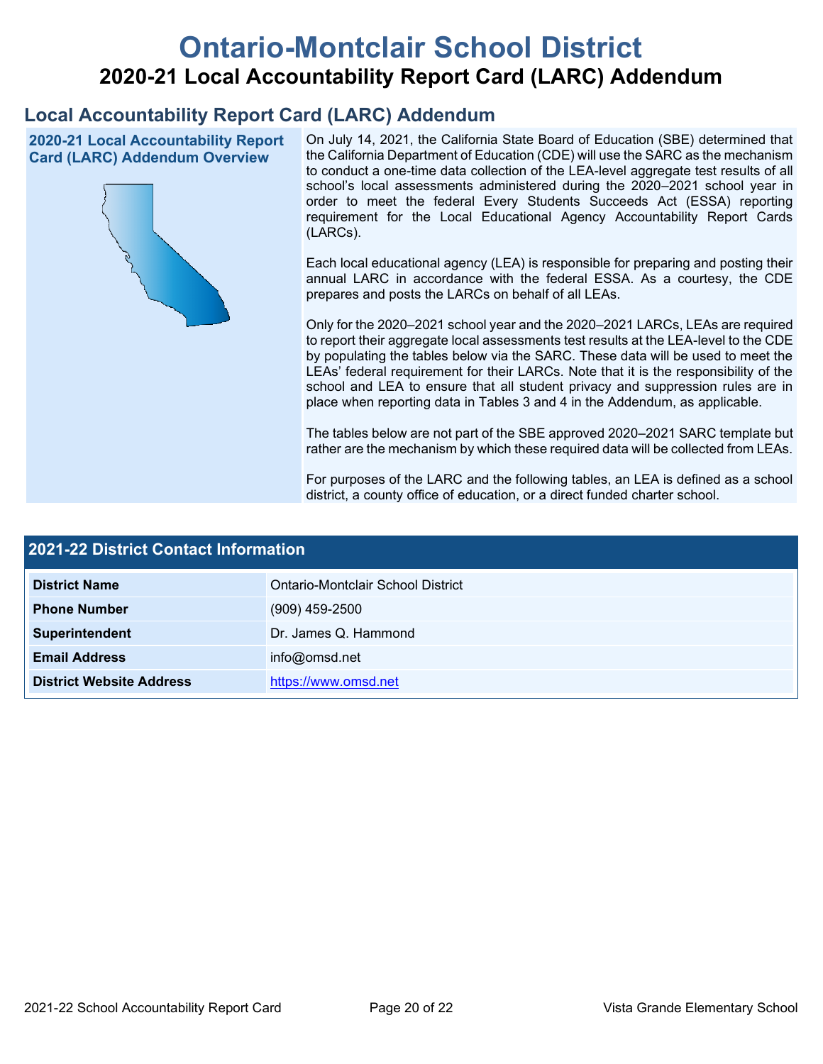# Ontario-Montclair School District

## 2020-21 Local Accountability Report Card (LARC) Addendum

## Local Accountability Report Card (LARC) Addendum

### 2020-21 Local Accountability Report Card (LARC) Addendum Overview

On July 14, 2021, the California State Board of Education (SBE) determined that the California Department of Education (CDE) will use the SARC as the mechanism to conduct a one-time data collection of the LEA-level aggregate test results of all school's local assessments administered during the 2020–2021 school year in order to meet the federal Every Students Succeeds Act (ESSA) reporting requirement for the Local Educational Agency Accountability Report Cards (LARCs).

Each local educational agency (LEA) is responsible for preparing and posting their annual LARC in accordance with the federal ESSA. As a courtesy, the CDE prepares and posts the LARCs on behalf of all LEAs.

Only for the 2020–2021 school year and the 2020–2021 LARCs, LEAs are required to report their aggregate local assessments test results at the LEA-level to the CDE by populating the tables below via the SARC. These data will be used to meet the LEAs' federal requirement for their LARCs. Note that it is the responsibility of the school and LEA to ensure that all student privacy and suppression rules are in place when reporting data in Tables 3 and 4 in the Addendum, as applicable.

The tables below are not part of the SBE approved 2020–2021 SARC template but rather are the mechanism by which these required data will be collected from LEAs.

For purposes of the LARC and the following tables, an LEA is defined as a school district, a county office of education, or a direct funded charter school.

### 2021-22 District Contact Information

| 2021-22 District Contact Information | |
|---|---|
| **District Name** | Ontario-Montclair School District |
| **Phone Number** | (909) 459-2500 |
| **Superintendent** | Dr. James Q. Hammond |
| **Email Address** | info@omsd.net |
| **District Website Address** | https://www.omsd.net |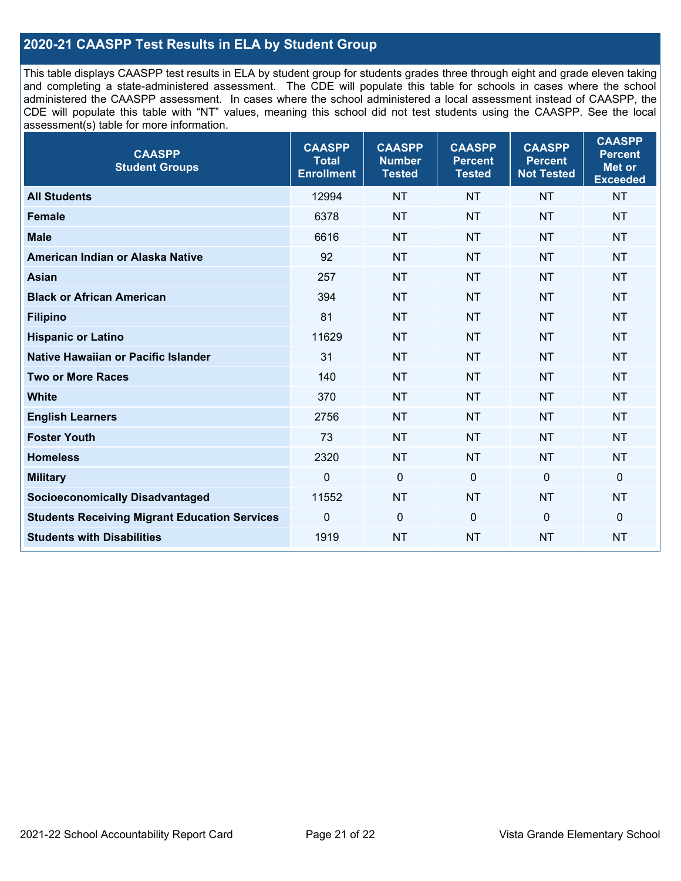## 2020-21 CAASPP Test Results in ELA by Student Group

This table displays CAASPP test results in ELA by student group for students grades three through eight and grade eleven taking and completing a state-administered assessment. The CDE will populate this table for schools in cases where the school administered the CAASPP assessment. In cases where the school administered a local assessment instead of CAASPP, the CDE will populate this table with "NT" values, meaning this school did not test students using the CAASPP. See the local assessment(s) table for more information.

| CAASPP Student Groups | CAASPP Total Enrollment | CAASPP Number Tested | CAASPP Percent Tested | CAASPP Percent Not Tested | CAASPP Percent Met or Exceeded |
|---|---|---|---|---|---|
| **All Students** | 12994 | NT | NT | NT | NT |
| **Female** | 6378 | NT | NT | NT | NT |
| **Male** | 6616 | NT | NT | NT | NT |
| **American Indian or Alaska Native** | 92 | NT | NT | NT | NT |
| **Asian** | 257 | NT | NT | NT | NT |
| **Black or African American** | 394 | NT | NT | NT | NT |
| **Filipino** | 81 | NT | NT | NT | NT |
| **Hispanic or Latino** | 11629 | NT | NT | NT | NT |
| **Native Hawaiian or Pacific Islander** | 31 | NT | NT | NT | NT |
| **Two or More Races** | 140 | NT | NT | NT | NT |
| **White** | 370 | NT | NT | NT | NT |
| **English Learners** | 2756 | NT | NT | NT | NT |
| **Foster Youth** | 73 | NT | NT | NT | NT |
| **Homeless** | 2320 | NT | NT | NT | NT |
| **Military** | 0 | 0 | 0 | 0 | 0 |
| **Socioeconomically Disadvantaged** | 11552 | NT | NT | NT | NT |
| **Students Receiving Migrant Education Services** | 0 | 0 | 0 | 0 | 0 |
| **Students with Disabilities** | 1919 | NT | NT | NT | NT |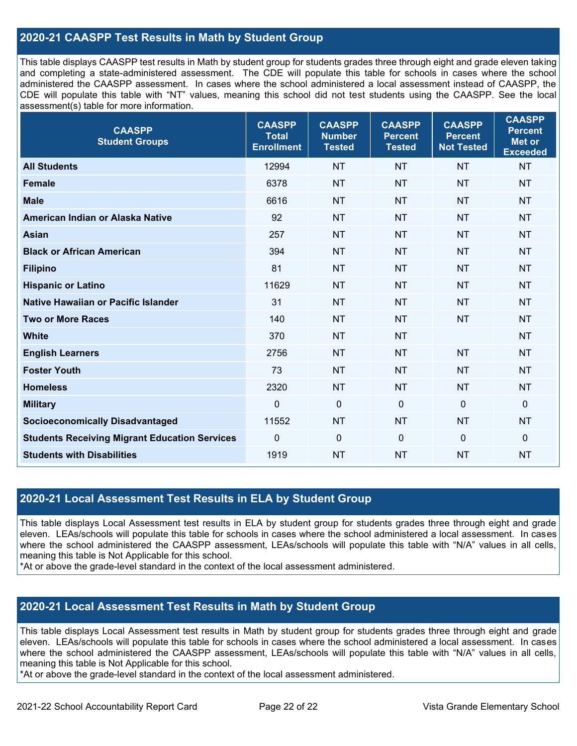## 2020-21 CAASPP Test Results in Math by Student Group

This table displays CAASPP test results in Math by student group for students grades three through eight and grade eleven taking and completing a state-administered assessment. The CDE will populate this table for schools in cases where the school administered the CAASPP assessment. In cases where the school administered a local assessment instead of CAASPP, the CDE will populate this table with "NT" values, meaning this school did not test students using the CAASPP. See the local assessment(s) table for more information.

| CAASPP Student Groups | CAASPP Total Enrollment | CAASPP Number Tested | CAASPP Percent Tested | CAASPP Percent Not Tested | CAASPP Percent Met or Exceeded |
|---|---|---|---|---|---|
| **All Students** | 12994 | NT | NT | NT | NT |
| **Female** | 6378 | NT | NT | NT | NT |
| **Male** | 6616 | NT | NT | NT | NT |
| **American Indian or Alaska Native** | 92 | NT | NT | NT | NT |
| **Asian** | 257 | NT | NT | NT | NT |
| **Black or African American** | 394 | NT | NT | NT | NT |
| **Filipino** | 81 | NT | NT | NT | NT |
| **Hispanic or Latino** | 11629 | NT | NT | NT | NT |
| **Native Hawaiian or Pacific Islander** | 31 | NT | NT | NT | NT |
| **Two or More Races** | 140 | NT | NT | NT | NT |
| **White** | 370 | NT | NT | | NT |
| **English Learners** | 2756 | NT | NT | NT | NT |
| **Foster Youth** | 73 | NT | NT | NT | NT |
| **Homeless** | 2320 | NT | NT | NT | NT |
| **Military** | 0 | 0 | 0 | 0 | 0 |
| **Socioeconomically Disadvantaged** | 11552 | NT | NT | NT | NT |
| **Students Receiving Migrant Education Services** | 0 | 0 | 0 | 0 | 0 |
| **Students with Disabilities** | 1919 | NT | NT | NT | NT |

## 2020-21 Local Assessment Test Results in ELA by Student Group

This table displays Local Assessment test results in ELA by student group for students grades three through eight and grade eleven. LEAs/schools will populate this table for schools in cases where the school administered a local assessment. In cases where the school administered the CAASPP assessment, LEAs/schools will populate this table with "N/A" values in all cells, meaning this table is Not Applicable for this school.

*At or above the grade-level standard in the context of the local assessment administered.

## 2020-21 Local Assessment Test Results in Math by Student Group

This table displays Local Assessment test results in Math by student group for students grades three through eight and grade eleven. LEAs/schools will populate this table for schools in cases where the school administered a local assessment. In cases where the school administered the CAASPP assessment, LEAs/schools will populate this table with "N/A" values in all cells, meaning this table is Not Applicable for this school.

*At or above the grade-level standard in the context of the local assessment administered.